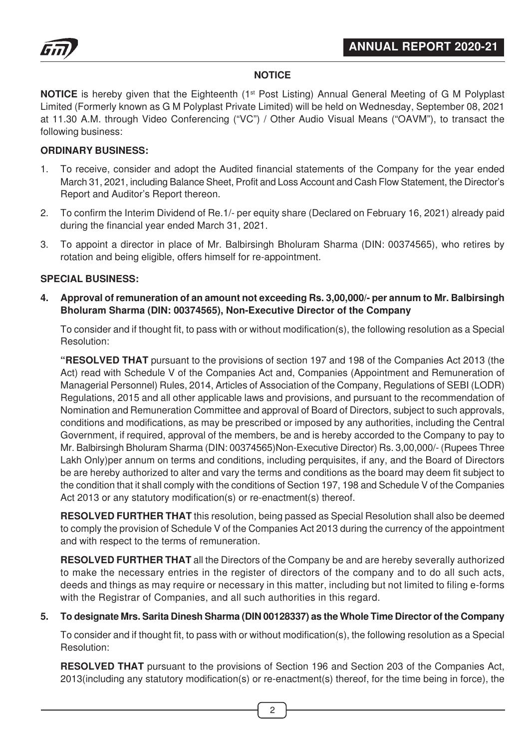## NOTICE

**NOTICE** is hereby given that the Eighteenth (1st Post Listing) Annual General Meeting of G M Polyplast Limited (Formerly known as G M Polyplast Private Limited) will be held on Wednesday, September 08, 2021 at 11.30 A.M. through Video Conferencing ("VC") / Other Audio Visual Means ("OAVM"), to transact the following business:

### ORDINARY BUSINESS:

1. To receive, consider and adopt the Audited financial statements of the Company for the year ended March 31, 2021, including Balance Sheet, Profit and Loss Account and Cash Flow Statement, the Director's Report and Auditor's Report thereon.
2. To confirm the Interim Dividend of Re.1/- per equity share (Declared on February 16, 2021) already paid during the financial year ended March 31, 2021.
3. To appoint a director in place of Mr. Balbirsingh Bholuram Sharma (DIN: 00374565), who retires by rotation and being eligible, offers himself for re-appointment.

### SPECIAL BUSINESS:

**4. Approval of remuneration of an amount not exceeding Rs. 3,00,000/- per annum to Mr. Balbirsingh Bholuram Sharma (DIN: 00374565), Non-Executive Director of the Company**

To consider and if thought fit, to pass with or without modification(s), the following resolution as a Special Resolution:

**"RESOLVED THAT** pursuant to the provisions of section 197 and 198 of the Companies Act 2013 (the Act) read with Schedule V of the Companies Act and, Companies (Appointment and Remuneration of Managerial Personnel) Rules, 2014, Articles of Association of the Company, Regulations of SEBI (LODR) Regulations, 2015 and all other applicable laws and provisions, and pursuant to the recommendation of Nomination and Remuneration Committee and approval of Board of Directors, subject to such approvals, conditions and modifications, as may be prescribed or imposed by any authorities, including the Central Government, if required, approval of the members, be and is hereby accorded to the Company to pay to Mr. Balbirsingh Bholuram Sharma (DIN: 00374565)Non-Executive Director) Rs. 3,00,000/- (Rupees Three Lakh Only)per annum on terms and conditions, including perquisites, if any, and the Board of Directors be are hereby authorized to alter and vary the terms and conditions as the board may deem fit subject to the condition that it shall comply with the conditions of Section 197, 198 and Schedule V of the Companies Act 2013 or any statutory modification(s) or re-enactment(s) thereof.

**RESOLVED FURTHER THAT** this resolution, being passed as Special Resolution shall also be deemed to comply the provision of Schedule V of the Companies Act 2013 during the currency of the appointment and with respect to the terms of remuneration.

**RESOLVED FURTHER THAT** all the Directors of the Company be and are hereby severally authorized to make the necessary entries in the register of directors of the company and to do all such acts, deeds and things as may require or necessary in this matter, including but not limited to filing e-forms with the Registrar of Companies, and all such authorities in this regard.

**5. To designate Mrs. Sarita Dinesh Sharma (DIN 00128337) as the Whole Time Director of the Company**

To consider and if thought fit, to pass with or without modification(s), the following resolution as a Special Resolution:

**RESOLVED THAT** pursuant to the provisions of Section 196 and Section 203 of the Companies Act, 2013(including any statutory modification(s) or re-enactment(s) thereof, for the time being in force), the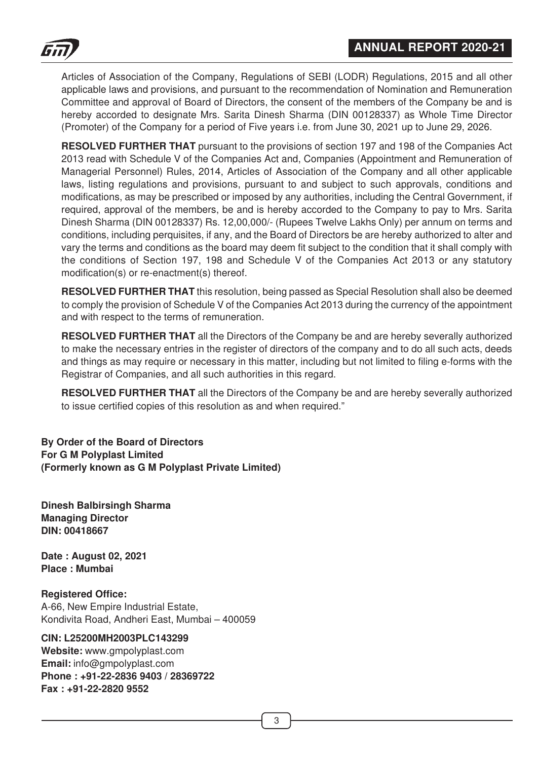Articles of Association of the Company, Regulations of SEBI (LODR) Regulations, 2015 and all other applicable laws and provisions, and pursuant to the recommendation of Nomination and Remuneration Committee and approval of Board of Directors, the consent of the members of the Company be and is hereby accorded to designate Mrs. Sarita Dinesh Sharma (DIN 00128337) as Whole Time Director (Promoter) of the Company for a period of Five years i.e. from June 30, 2021 up to June 29, 2026.

**RESOLVED FURTHER THAT** pursuant to the provisions of section 197 and 198 of the Companies Act 2013 read with Schedule V of the Companies Act and, Companies (Appointment and Remuneration of Managerial Personnel) Rules, 2014, Articles of Association of the Company and all other applicable laws, listing regulations and provisions, pursuant to and subject to such approvals, conditions and modifications, as may be prescribed or imposed by any authorities, including the Central Government, if required, approval of the members, be and is hereby accorded to the Company to pay to Mrs. Sarita Dinesh Sharma (DIN 00128337) Rs. 12,00,000/- (Rupees Twelve Lakhs Only) per annum on terms and conditions, including perquisites, if any, and the Board of Directors be are hereby authorized to alter and vary the terms and conditions as the board may deem fit subject to the condition that it shall comply with the conditions of Section 197, 198 and Schedule V of the Companies Act 2013 or any statutory modification(s) or re-enactment(s) thereof.

**RESOLVED FURTHER THAT** this resolution, being passed as Special Resolution shall also be deemed to comply the provision of Schedule V of the Companies Act 2013 during the currency of the appointment and with respect to the terms of remuneration.

**RESOLVED FURTHER THAT** all the Directors of the Company be and are hereby severally authorized to make the necessary entries in the register of directors of the company and to do all such acts, deeds and things as may require or necessary in this matter, including but not limited to filing e-forms with the Registrar of Companies, and all such authorities in this regard.

**RESOLVED FURTHER THAT** all the Directors of the Company be and are hereby severally authorized to issue certified copies of this resolution as and when required."

**By Order of the Board of Directors**
**For G M Polyplast Limited**
**(Formerly known as G M Polyplast Private Limited)**

**Dinesh Balbirsingh Sharma**
**Managing Director**
**DIN: 00418667**

**Date : August 02, 2021**
**Place : Mumbai**

**Registered Office:**
A-66, New Empire Industrial Estate,
Kondivita Road, Andheri East, Mumbai – 400059

**CIN: L25200MH2003PLC143299**
**Website:** www.gmpolyplast.com
**Email:** info@gmpolyplast.com
**Phone : +91-22-2836 9403 / 28369722**
**Fax : +91-22-2820 9552**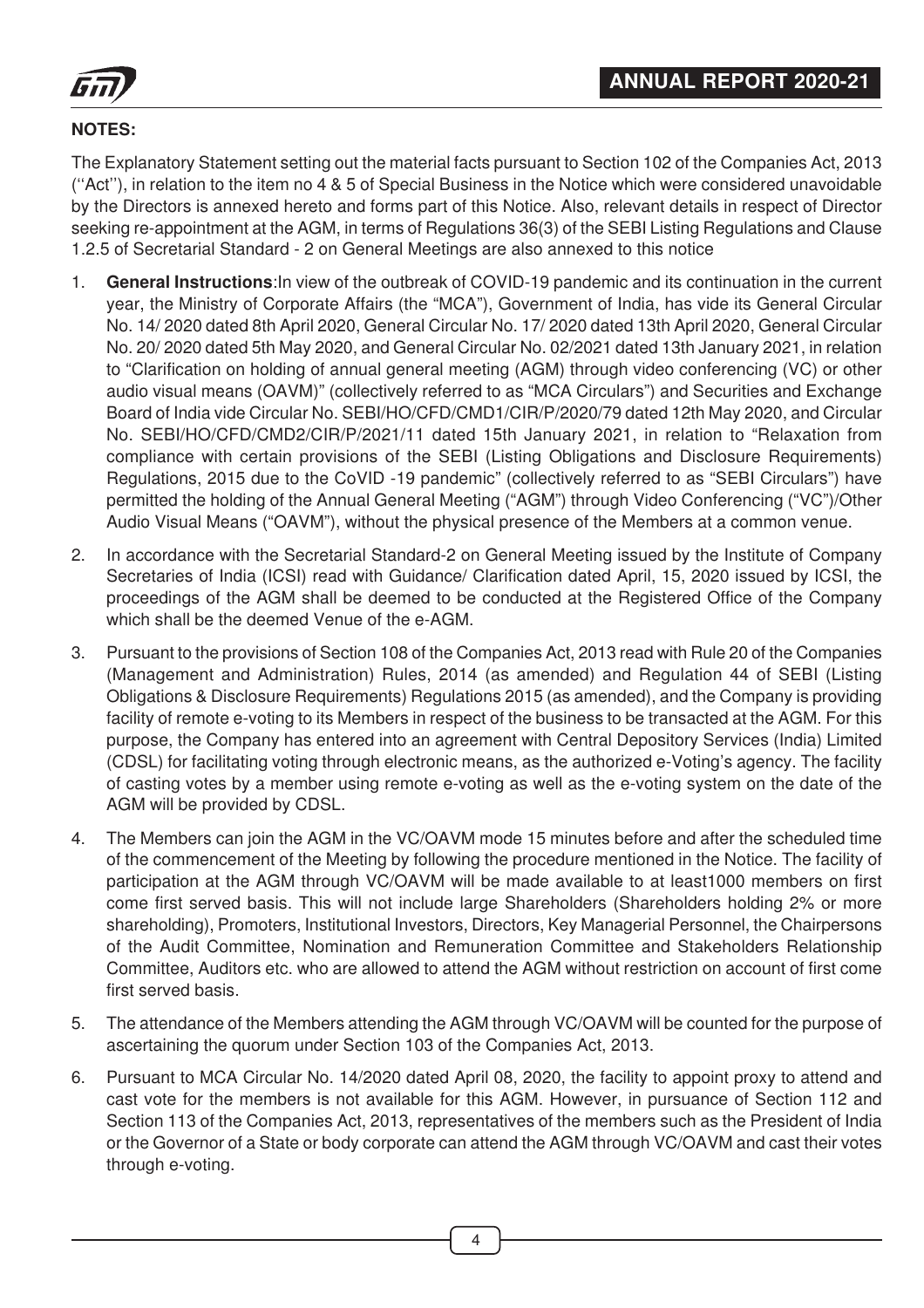**NOTES:**

The Explanatory Statement setting out the material facts pursuant to Section 102 of the Companies Act, 2013 (''Act''), in relation to the item no 4 & 5 of Special Business in the Notice which were considered unavoidable by the Directors is annexed hereto and forms part of this Notice. Also, relevant details in respect of Director seeking re-appointment at the AGM, in terms of Regulations 36(3) of the SEBI Listing Regulations and Clause 1.2.5 of Secretarial Standard - 2 on General Meetings are also annexed to this notice

1. **General Instructions**:In view of the outbreak of COVID-19 pandemic and its continuation in the current year, the Ministry of Corporate Affairs (the "MCA"), Government of India, has vide its General Circular No. 14/ 2020 dated 8th April 2020, General Circular No. 17/ 2020 dated 13th April 2020, General Circular No. 20/ 2020 dated 5th May 2020, and General Circular No. 02/2021 dated 13th January 2021, in relation to "Clarification on holding of annual general meeting (AGM) through video conferencing (VC) or other audio visual means (OAVM)" (collectively referred to as "MCA Circulars") and Securities and Exchange Board of India vide Circular No. SEBI/HO/CFD/CMD1/CIR/P/2020/79 dated 12th May 2020, and Circular No. SEBI/HO/CFD/CMD2/CIR/P/2021/11 dated 15th January 2021, in relation to "Relaxation from compliance with certain provisions of the SEBI (Listing Obligations and Disclosure Requirements) Regulations, 2015 due to the CoVID -19 pandemic" (collectively referred to as "SEBI Circulars") have permitted the holding of the Annual General Meeting ("AGM") through Video Conferencing ("VC")/Other Audio Visual Means ("OAVM"), without the physical presence of the Members at a common venue.

2. In accordance with the Secretarial Standard-2 on General Meeting issued by the Institute of Company Secretaries of India (ICSI) read with Guidance/ Clarification dated April, 15, 2020 issued by ICSI, the proceedings of the AGM shall be deemed to be conducted at the Registered Office of the Company which shall be the deemed Venue of the e-AGM.

3. Pursuant to the provisions of Section 108 of the Companies Act, 2013 read with Rule 20 of the Companies (Management and Administration) Rules, 2014 (as amended) and Regulation 44 of SEBI (Listing Obligations & Disclosure Requirements) Regulations 2015 (as amended), and the Company is providing facility of remote e-voting to its Members in respect of the business to be transacted at the AGM. For this purpose, the Company has entered into an agreement with Central Depository Services (India) Limited (CDSL) for facilitating voting through electronic means, as the authorized e-Voting's agency. The facility of casting votes by a member using remote e-voting as well as the e-voting system on the date of the AGM will be provided by CDSL.

4. The Members can join the AGM in the VC/OAVM mode 15 minutes before and after the scheduled time of the commencement of the Meeting by following the procedure mentioned in the Notice. The facility of participation at the AGM through VC/OAVM will be made available to at least1000 members on first come first served basis. This will not include large Shareholders (Shareholders holding 2% or more shareholding), Promoters, Institutional Investors, Directors, Key Managerial Personnel, the Chairpersons of the Audit Committee, Nomination and Remuneration Committee and Stakeholders Relationship Committee, Auditors etc. who are allowed to attend the AGM without restriction on account of first come first served basis.

5. The attendance of the Members attending the AGM through VC/OAVM will be counted for the purpose of ascertaining the quorum under Section 103 of the Companies Act, 2013.

6. Pursuant to MCA Circular No. 14/2020 dated April 08, 2020, the facility to appoint proxy to attend and cast vote for the members is not available for this AGM. However, in pursuance of Section 112 and Section 113 of the Companies Act, 2013, representatives of the members such as the President of India or the Governor of a State or body corporate can attend the AGM through VC/OAVM and cast their votes through e-voting.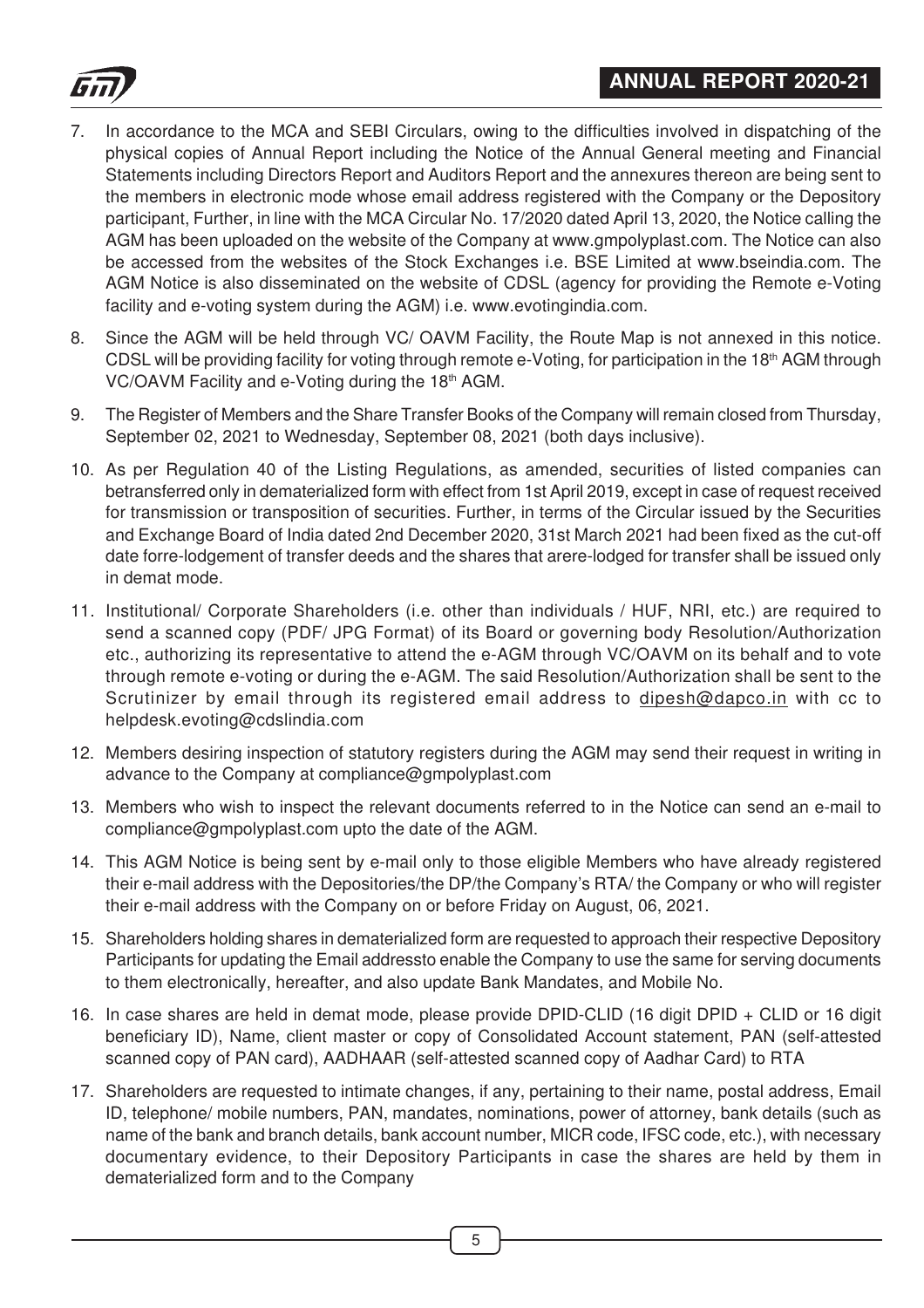7. In accordance to the MCA and SEBI Circulars, owing to the difficulties involved in dispatching of the physical copies of Annual Report including the Notice of the Annual General meeting and Financial Statements including Directors Report and Auditors Report and the annexures thereon are being sent to the members in electronic mode whose email address registered with the Company or the Depository participant, Further, in line with the MCA Circular No. 17/2020 dated April 13, 2020, the Notice calling the AGM has been uploaded on the website of the Company at www.gmpolyplast.com. The Notice can also be accessed from the websites of the Stock Exchanges i.e. BSE Limited at www.bseindia.com. The AGM Notice is also disseminated on the website of CDSL (agency for providing the Remote e-Voting facility and e-voting system during the AGM) i.e. www.evotingindia.com.

8. Since the AGM will be held through VC/ OAVM Facility, the Route Map is not annexed in this notice. CDSL will be providing facility for voting through remote e-Voting, for participation in the 18th AGM through VC/OAVM Facility and e-Voting during the 18th AGM.

9. The Register of Members and the Share Transfer Books of the Company will remain closed from Thursday, September 02, 2021 to Wednesday, September 08, 2021 (both days inclusive).

10. As per Regulation 40 of the Listing Regulations, as amended, securities of listed companies can betransferred only in dematerialized form with effect from 1st April 2019, except in case of request received for transmission or transposition of securities. Further, in terms of the Circular issued by the Securities and Exchange Board of India dated 2nd December 2020, 31st March 2021 had been fixed as the cut-off date forre-lodgement of transfer deeds and the shares that arere-lodged for transfer shall be issued only in demat mode.

11. Institutional/ Corporate Shareholders (i.e. other than individuals / HUF, NRI, etc.) are required to send a scanned copy (PDF/ JPG Format) of its Board or governing body Resolution/Authorization etc., authorizing its representative to attend the e-AGM through VC/OAVM on its behalf and to vote through remote e-voting or during the e-AGM. The said Resolution/Authorization shall be sent to the Scrutinizer by email through its registered email address to dipesh@dapco.in with cc to helpdesk.evoting@cdslindia.com

12. Members desiring inspection of statutory registers during the AGM may send their request in writing in advance to the Company at compliance@gmpolyplast.com

13. Members who wish to inspect the relevant documents referred to in the Notice can send an e-mail to compliance@gmpolyplast.com upto the date of the AGM.

14. This AGM Notice is being sent by e-mail only to those eligible Members who have already registered their e-mail address with the Depositories/the DP/the Company's RTA/ the Company or who will register their e-mail address with the Company on or before Friday on August, 06, 2021.

15. Shareholders holding shares in dematerialized form are requested to approach their respective Depository Participants for updating the Email addressto enable the Company to use the same for serving documents to them electronically, hereafter, and also update Bank Mandates, and Mobile No.

16. In case shares are held in demat mode, please provide DPID-CLID (16 digit DPID + CLID or 16 digit beneficiary ID), Name, client master or copy of Consolidated Account statement, PAN (self-attested scanned copy of PAN card), AADHAAR (self-attested scanned copy of Aadhar Card) to RTA

17. Shareholders are requested to intimate changes, if any, pertaining to their name, postal address, Email ID, telephone/ mobile numbers, PAN, mandates, nominations, power of attorney, bank details (such as name of the bank and branch details, bank account number, MICR code, IFSC code, etc.), with necessary documentary evidence, to their Depository Participants in case the shares are held by them in dematerialized form and to the Company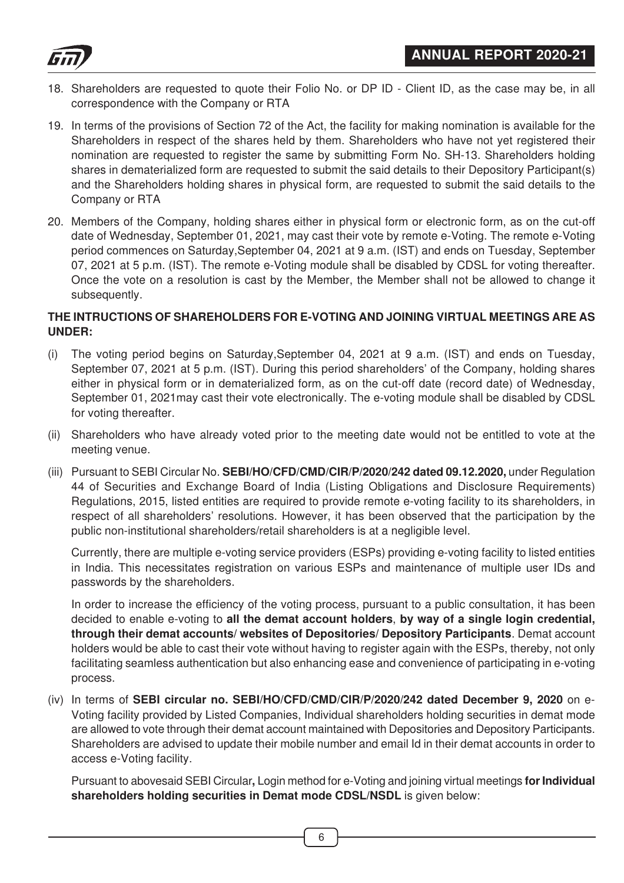18. Shareholders are requested to quote their Folio No. or DP ID - Client ID, as the case may be, in all correspondence with the Company or RTA

19. In terms of the provisions of Section 72 of the Act, the facility for making nomination is available for the Shareholders in respect of the shares held by them. Shareholders who have not yet registered their nomination are requested to register the same by submitting Form No. SH-13. Shareholders holding shares in dematerialized form are requested to submit the said details to their Depository Participant(s) and the Shareholders holding shares in physical form, are requested to submit the said details to the Company or RTA

20. Members of the Company, holding shares either in physical form or electronic form, as on the cut-off date of Wednesday, September 01, 2021, may cast their vote by remote e-Voting. The remote e-Voting period commences on Saturday,September 04, 2021 at 9 a.m. (IST) and ends on Tuesday, September 07, 2021 at 5 p.m. (IST). The remote e-Voting module shall be disabled by CDSL for voting thereafter. Once the vote on a resolution is cast by the Member, the Member shall not be allowed to change it subsequently.

**THE INTRUCTIONS OF SHAREHOLDERS FOR E-VOTING AND JOINING VIRTUAL MEETINGS ARE AS UNDER:**

(i) The voting period begins on Saturday,September 04, 2021 at 9 a.m. (IST) and ends on Tuesday, September 07, 2021 at 5 p.m. (IST). During this period shareholders' of the Company, holding shares either in physical form or in dematerialized form, as on the cut-off date (record date) of Wednesday, September 01, 2021may cast their vote electronically. The e-voting module shall be disabled by CDSL for voting thereafter.

(ii) Shareholders who have already voted prior to the meeting date would not be entitled to vote at the meeting venue.

(iii) Pursuant to SEBI Circular No. **SEBI/HO/CFD/CMD/CIR/P/2020/242 dated 09.12.2020,** under Regulation 44 of Securities and Exchange Board of India (Listing Obligations and Disclosure Requirements) Regulations, 2015, listed entities are required to provide remote e-voting facility to its shareholders, in respect of all shareholders' resolutions. However, it has been observed that the participation by the public non-institutional shareholders/retail shareholders is at a negligible level.

Currently, there are multiple e-voting service providers (ESPs) providing e-voting facility to listed entities in India. This necessitates registration on various ESPs and maintenance of multiple user IDs and passwords by the shareholders.

In order to increase the efficiency of the voting process, pursuant to a public consultation, it has been decided to enable e-voting to **all the demat account holders**, **by way of a single login credential, through their demat accounts/ websites of Depositories/ Depository Participants**. Demat account holders would be able to cast their vote without having to register again with the ESPs, thereby, not only facilitating seamless authentication but also enhancing ease and convenience of participating in e-voting process.

(iv) In terms of **SEBI circular no. SEBI/HO/CFD/CMD/CIR/P/2020/242 dated December 9, 2020** on e-Voting facility provided by Listed Companies, Individual shareholders holding securities in demat mode are allowed to vote through their demat account maintained with Depositories and Depository Participants. Shareholders are advised to update their mobile number and email Id in their demat accounts in order to access e-Voting facility.

Pursuant to abovesaid SEBI Circular**,** Login method for e-Voting and joining virtual meetings **for Individual shareholders holding securities in Demat mode CDSL/NSDL** is given below: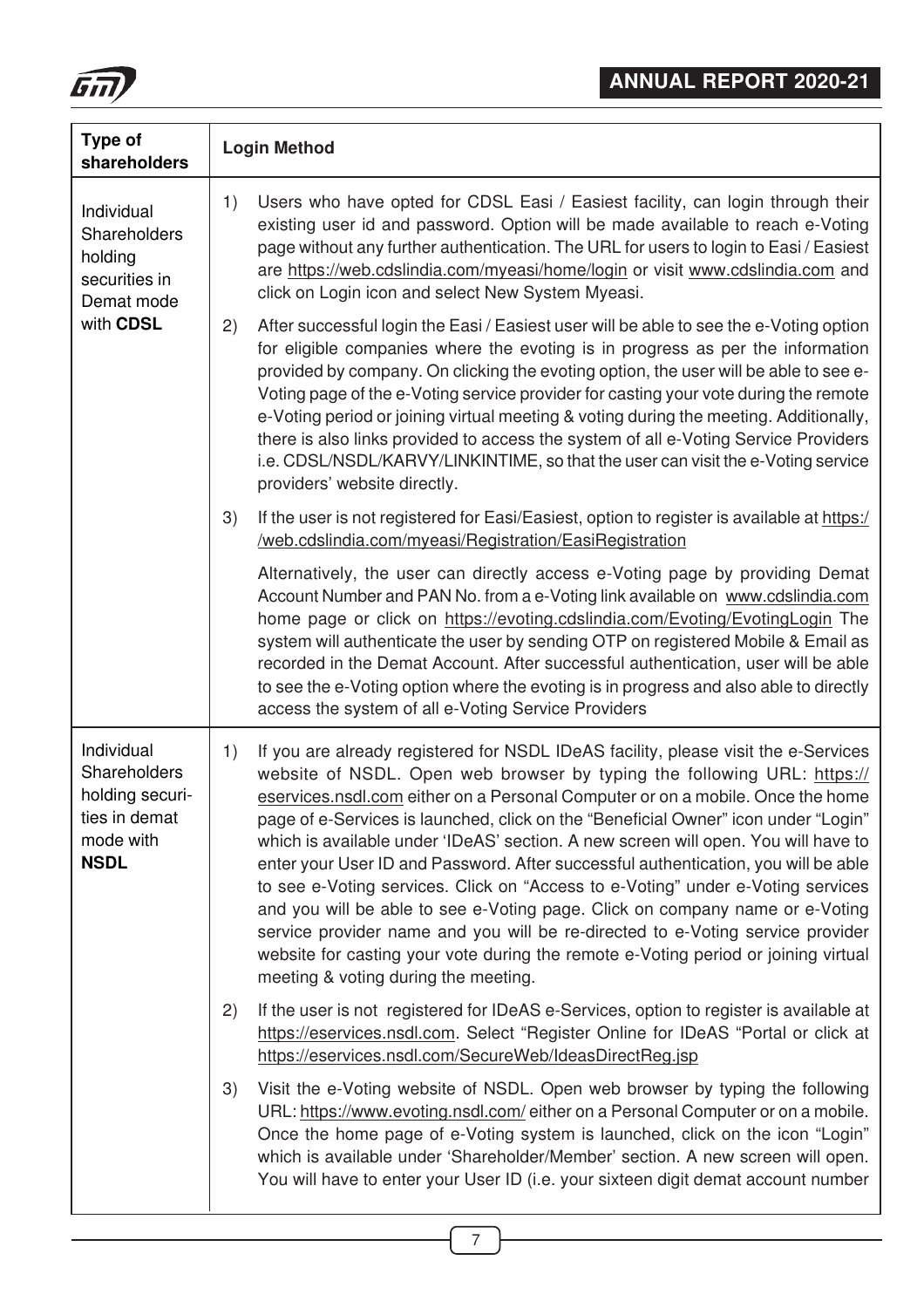| Type of shareholders | Login Method |
|---|---|
| Individual Shareholders holding securities in Demat mode with **CDSL** | 1) Users who have opted for CDSL Easi / Easiest facility, can login through their existing user id and password. Option will be made available to reach e-Voting page without any further authentication. The URL for users to login to Easi / Easiest are https://web.cdslindia.com/myeasi/home/login or visit www.cdslindia.com and click on Login icon and select New System Myeasi.<br><br>2) After successful login the Easi / Easiest user will be able to see the e-Voting option for eligible companies where the evoting is in progress as per the information provided by company. On clicking the evoting option, the user will be able to see e-Voting page of the e-Voting service provider for casting your vote during the remote e-Voting period or joining virtual meeting & voting during the meeting. Additionally, there is also links provided to access the system of all e-Voting Service Providers i.e. CDSL/NSDL/KARVY/LINKINTIME, so that the user can visit the e-Voting service providers' website directly.<br><br>3) If the user is not registered for Easi/Easiest, option to register is available at https://web.cdslindia.com/myeasi/Registration/EasiRegistration<br><br>Alternatively, the user can directly access e-Voting page by providing Demat Account Number and PAN No. from a e-Voting link available on www.cdslindia.com home page or click on https://evoting.cdslindia.com/Evoting/EvotingLogin The system will authenticate the user by sending OTP on registered Mobile & Email as recorded in the Demat Account. After successful authentication, user will be able to see the e-Voting option where the evoting is in progress and also able to directly access the system of all e-Voting Service Providers |
| Individual Shareholders holding securities in demat mode with **NSDL** | 1) If you are already registered for NSDL IDeAS facility, please visit the e-Services website of NSDL. Open web browser by typing the following URL: https://eservices.nsdl.com either on a Personal Computer or on a mobile. Once the home page of e-Services is launched, click on the "Beneficial Owner" icon under "Login" which is available under 'IDeAS' section. A new screen will open. You will have to enter your User ID and Password. After successful authentication, you will be able to see e-Voting services. Click on "Access to e-Voting" under e-Voting services and you will be able to see e-Voting page. Click on company name or e-Voting service provider name and you will be re-directed to e-Voting service provider website for casting your vote during the remote e-Voting period or joining virtual meeting & voting during the meeting.<br><br>2) If the user is not registered for IDeAS e-Services, option to register is available at https://eservices.nsdl.com. Select "Register Online for IDeAS "Portal or click at https://eservices.nsdl.com/SecureWeb/IdeasDirectReg.jsp<br><br>3) Visit the e-Voting website of NSDL. Open web browser by typing the following URL: https://www.evoting.nsdl.com/ either on a Personal Computer or on a mobile. Once the home page of e-Voting system is launched, click on the icon "Login" which is available under 'Shareholder/Member' section. A new screen will open. You will have to enter your User ID (i.e. your sixteen digit demat account number |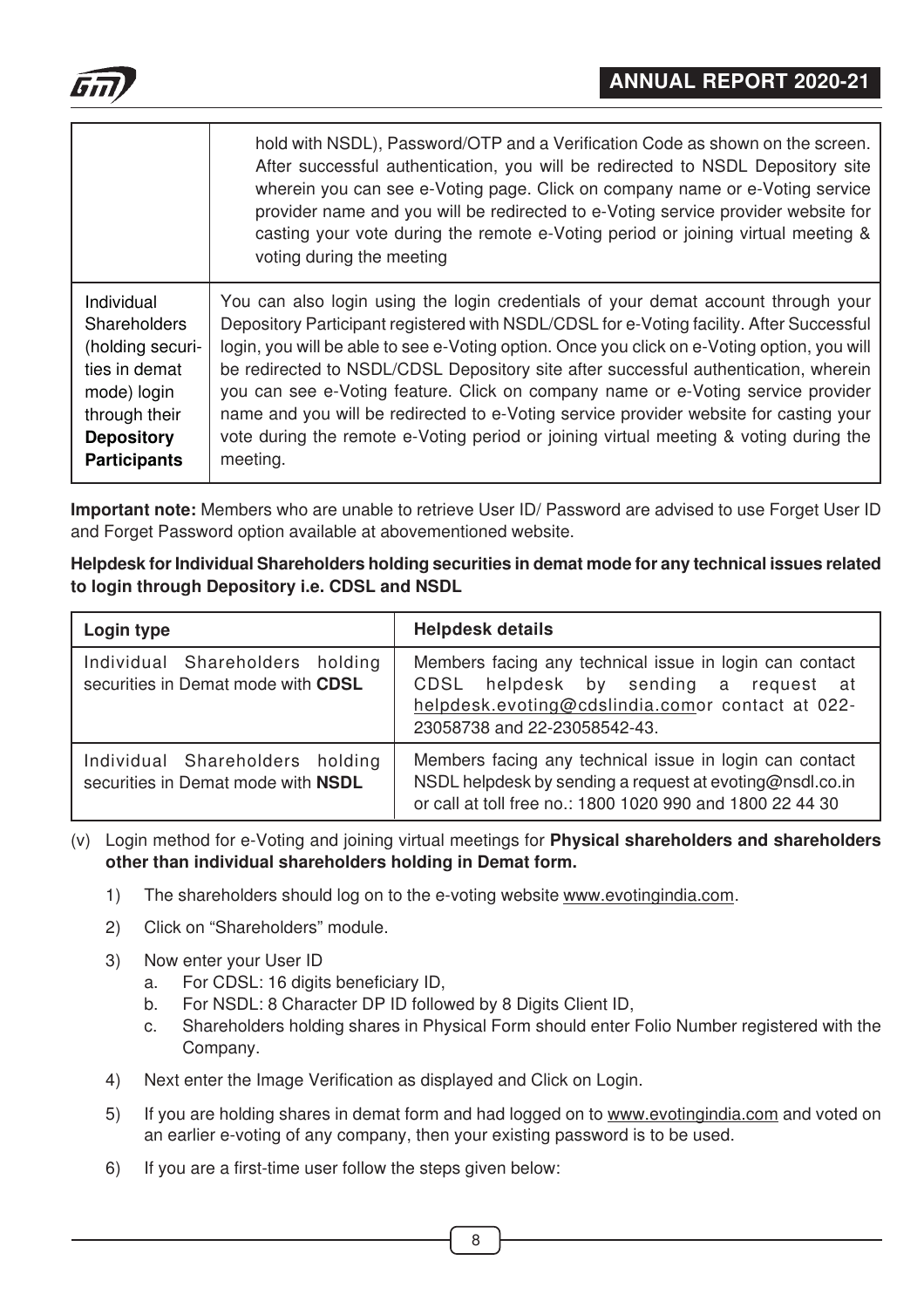| | |
|---|---|
| | hold with NSDL), Password/OTP and a Verification Code as shown on the screen. After successful authentication, you will be redirected to NSDL Depository site wherein you can see e-Voting page. Click on company name or e-Voting service provider name and you will be redirected to e-Voting service provider website for casting your vote during the remote e-Voting period or joining virtual meeting & voting during the meeting |
| Individual Shareholders (holding securities in demat mode) login through their **Depository Participants** | You can also login using the login credentials of your demat account through your Depository Participant registered with NSDL/CDSL for e-Voting facility. After Successful login, you will be able to see e-Voting option. Once you click on e-Voting option, you will be redirected to NSDL/CDSL Depository site after successful authentication, wherein you can see e-Voting feature. Click on company name or e-Voting service provider name and you will be redirected to e-Voting service provider website for casting your vote during the remote e-Voting period or joining virtual meeting & voting during the meeting. |

**Important note:** Members who are unable to retrieve User ID/ Password are advised to use Forget User ID and Forget Password option available at abovementioned website.

**Helpdesk for Individual Shareholders holding securities in demat mode for any technical issues related to login through Depository i.e. CDSL and NSDL**

| Login type | Helpdesk details |
|---|---|
| Individual Shareholders holding securities in Demat mode with **CDSL** | Members facing any technical issue in login can contact CDSL helpdesk by sending a request at helpdesk.evoting@cdslindia.comor contact at 022-23058738 and 22-23058542-43. |
| Individual Shareholders holding securities in Demat mode with **NSDL** | Members facing any technical issue in login can contact NSDL helpdesk by sending a request at evoting@nsdl.co.in or call at toll free no.: 1800 1020 990 and 1800 22 44 30 |

(v) Login method for e-Voting and joining virtual meetings for **Physical shareholders and shareholders other than individual shareholders holding in Demat form.**

1) The shareholders should log on to the e-voting website www.evotingindia.com.

2) Click on "Shareholders" module.

3) Now enter your User ID
   a. For CDSL: 16 digits beneficiary ID,
   b. For NSDL: 8 Character DP ID followed by 8 Digits Client ID,
   c. Shareholders holding shares in Physical Form should enter Folio Number registered with the Company.

4) Next enter the Image Verification as displayed and Click on Login.

5) If you are holding shares in demat form and had logged on to www.evotingindia.com and voted on an earlier e-voting of any company, then your existing password is to be used.

6) If you are a first-time user follow the steps given below: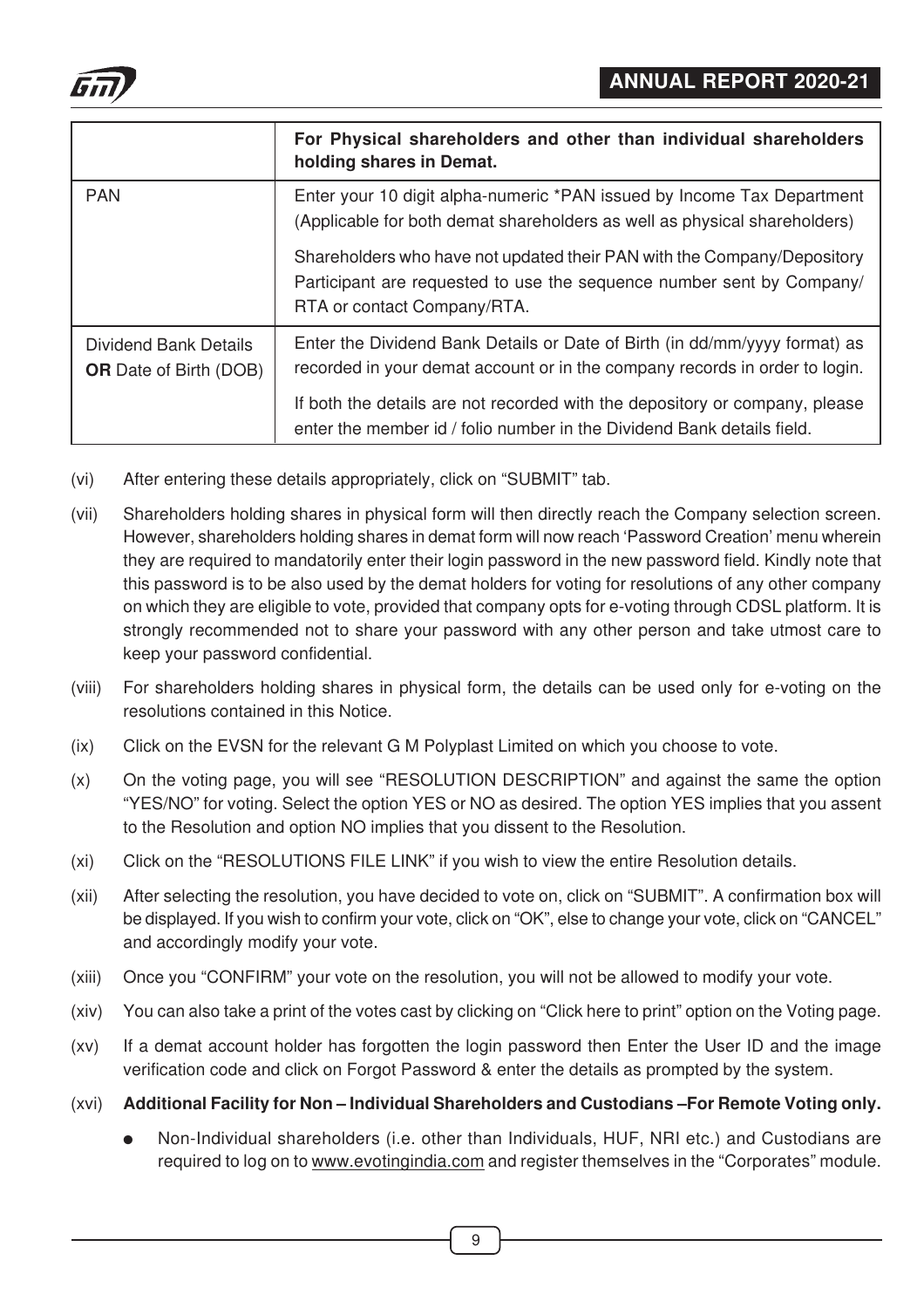| | **For Physical shareholders and other than individual shareholders holding shares in Demat.** |
|---|---|
| PAN | Enter your 10 digit alpha-numeric *PAN issued by Income Tax Department (Applicable for both demat shareholders as well as physical shareholders)<br><br>Shareholders who have not updated their PAN with the Company/Depository Participant are requested to use the sequence number sent by Company/ RTA or contact Company/RTA. |
| Dividend Bank Details **OR** Date of Birth (DOB) | Enter the Dividend Bank Details or Date of Birth (in dd/mm/yyyy format) as recorded in your demat account or in the company records in order to login.<br><br>If both the details are not recorded with the depository or company, please enter the member id / folio number in the Dividend Bank details field. |

(vi) After entering these details appropriately, click on "SUBMIT" tab.

(vii) Shareholders holding shares in physical form will then directly reach the Company selection screen. However, shareholders holding shares in demat form will now reach 'Password Creation' menu wherein they are required to mandatorily enter their login password in the new password field. Kindly note that this password is to be also used by the demat holders for voting for resolutions of any other company on which they are eligible to vote, provided that company opts for e-voting through CDSL platform. It is strongly recommended not to share your password with any other person and take utmost care to keep your password confidential.

(viii) For shareholders holding shares in physical form, the details can be used only for e-voting on the resolutions contained in this Notice.

(ix) Click on the EVSN for the relevant G M Polyplast Limited on which you choose to vote.

(x) On the voting page, you will see "RESOLUTION DESCRIPTION" and against the same the option "YES/NO" for voting. Select the option YES or NO as desired. The option YES implies that you assent to the Resolution and option NO implies that you dissent to the Resolution.

(xi) Click on the "RESOLUTIONS FILE LINK" if you wish to view the entire Resolution details.

(xii) After selecting the resolution, you have decided to vote on, click on "SUBMIT". A confirmation box will be displayed. If you wish to confirm your vote, click on "OK", else to change your vote, click on "CANCEL" and accordingly modify your vote.

(xiii) Once you "CONFIRM" your vote on the resolution, you will not be allowed to modify your vote.

(xiv) You can also take a print of the votes cast by clicking on "Click here to print" option on the Voting page.

(xv) If a demat account holder has forgotten the login password then Enter the User ID and the image verification code and click on Forgot Password & enter the details as prompted by the system.

(xvi) **Additional Facility for Non – Individual Shareholders and Custodians –For Remote Voting only.**

- Non-Individual shareholders (i.e. other than Individuals, HUF, NRI etc.) and Custodians are required to log on to www.evotingindia.com and register themselves in the "Corporates" module.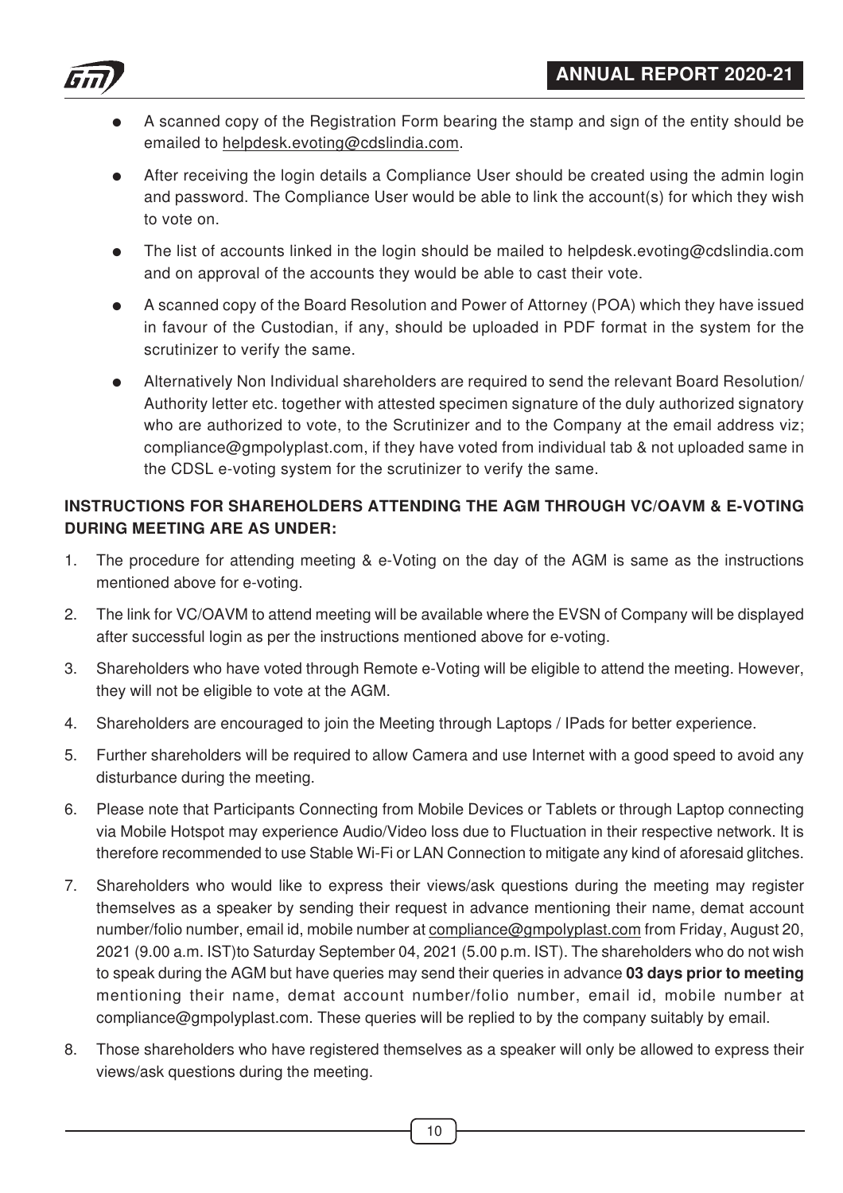- A scanned copy of the Registration Form bearing the stamp and sign of the entity should be emailed to helpdesk.evoting@cdslindia.com.
- After receiving the login details a Compliance User should be created using the admin login and password. The Compliance User would be able to link the account(s) for which they wish to vote on.
- The list of accounts linked in the login should be mailed to helpdesk.evoting@cdslindia.com and on approval of the accounts they would be able to cast their vote.
- A scanned copy of the Board Resolution and Power of Attorney (POA) which they have issued in favour of the Custodian, if any, should be uploaded in PDF format in the system for the scrutinizer to verify the same.
- Alternatively Non Individual shareholders are required to send the relevant Board Resolution/ Authority letter etc. together with attested specimen signature of the duly authorized signatory who are authorized to vote, to the Scrutinizer and to the Company at the email address viz; compliance@gmpolyplast.com, if they have voted from individual tab & not uploaded same in the CDSL e-voting system for the scrutinizer to verify the same.

**INSTRUCTIONS FOR SHAREHOLDERS ATTENDING THE AGM THROUGH VC/OAVM & E-VOTING DURING MEETING ARE AS UNDER:**

1. The procedure for attending meeting & e-Voting on the day of the AGM is same as the instructions mentioned above for e-voting.
2. The link for VC/OAVM to attend meeting will be available where the EVSN of Company will be displayed after successful login as per the instructions mentioned above for e-voting.
3. Shareholders who have voted through Remote e-Voting will be eligible to attend the meeting. However, they will not be eligible to vote at the AGM.
4. Shareholders are encouraged to join the Meeting through Laptops / IPads for better experience.
5. Further shareholders will be required to allow Camera and use Internet with a good speed to avoid any disturbance during the meeting.
6. Please note that Participants Connecting from Mobile Devices or Tablets or through Laptop connecting via Mobile Hotspot may experience Audio/Video loss due to Fluctuation in their respective network. It is therefore recommended to use Stable Wi-Fi or LAN Connection to mitigate any kind of aforesaid glitches.
7. Shareholders who would like to express their views/ask questions during the meeting may register themselves as a speaker by sending their request in advance mentioning their name, demat account number/folio number, email id, mobile number at compliance@gmpolyplast.com from Friday, August 20, 2021 (9.00 a.m. IST)to Saturday September 04, 2021 (5.00 p.m. IST). The shareholders who do not wish to speak during the AGM but have queries may send their queries in advance **03 days prior to meeting** mentioning their name, demat account number/folio number, email id, mobile number at compliance@gmpolyplast.com. These queries will be replied to by the company suitably by email.
8. Those shareholders who have registered themselves as a speaker will only be allowed to express their views/ask questions during the meeting.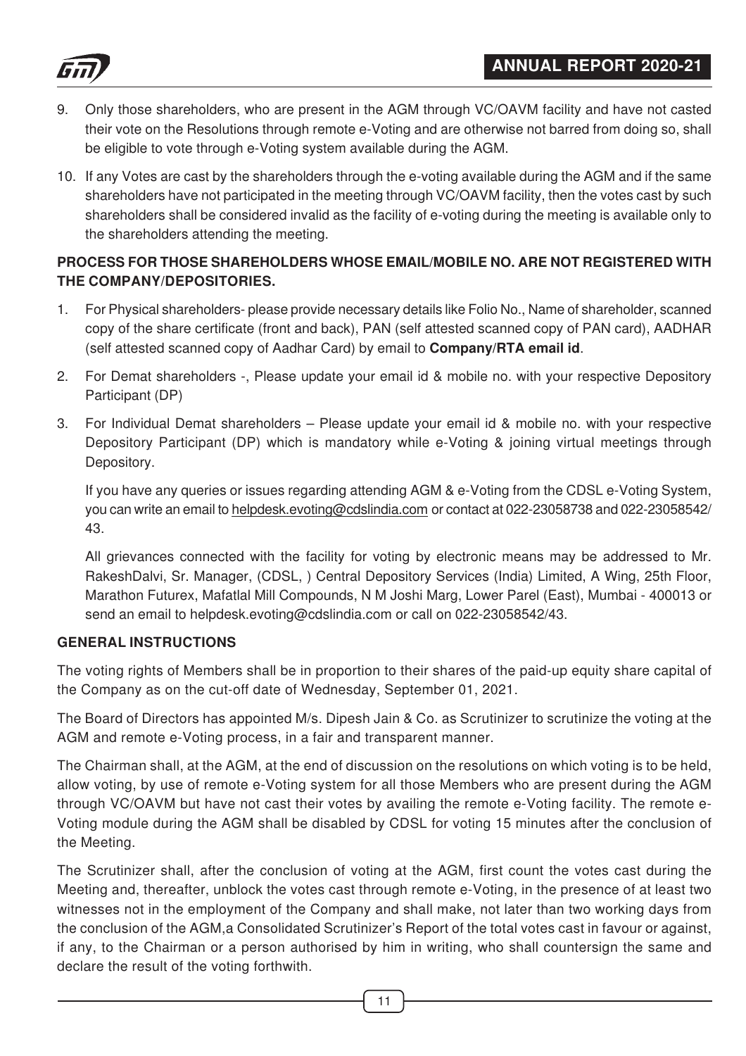9. Only those shareholders, who are present in the AGM through VC/OAVM facility and have not casted their vote on the Resolutions through remote e-Voting and are otherwise not barred from doing so, shall be eligible to vote through e-Voting system available during the AGM.

10. If any Votes are cast by the shareholders through the e-voting available during the AGM and if the same shareholders have not participated in the meeting through VC/OAVM facility, then the votes cast by such shareholders shall be considered invalid as the facility of e-voting during the meeting is available only to the shareholders attending the meeting.

**PROCESS FOR THOSE SHAREHOLDERS WHOSE EMAIL/MOBILE NO. ARE NOT REGISTERED WITH THE COMPANY/DEPOSITORIES.**

1. For Physical shareholders- please provide necessary details like Folio No., Name of shareholder, scanned copy of the share certificate (front and back), PAN (self attested scanned copy of PAN card), AADHAR (self attested scanned copy of Aadhar Card) by email to **Company/RTA email id**.

2. For Demat shareholders -, Please update your email id & mobile no. with your respective Depository Participant (DP)

3. For Individual Demat shareholders – Please update your email id & mobile no. with your respective Depository Participant (DP) which is mandatory while e-Voting & joining virtual meetings through Depository.

   If you have any queries or issues regarding attending AGM & e-Voting from the CDSL e-Voting System, you can write an email to helpdesk.evoting@cdslindia.com or contact at 022-23058738 and 022-23058542/43.

   All grievances connected with the facility for voting by electronic means may be addressed to Mr. RakeshDalvi, Sr. Manager, (CDSL, ) Central Depository Services (India) Limited, A Wing, 25th Floor, Marathon Futurex, Mafatlal Mill Compounds, N M Joshi Marg, Lower Parel (East), Mumbai - 400013 or send an email to helpdesk.evoting@cdslindia.com or call on 022-23058542/43.

**GENERAL INSTRUCTIONS**

The voting rights of Members shall be in proportion to their shares of the paid-up equity share capital of the Company as on the cut-off date of Wednesday, September 01, 2021.

The Board of Directors has appointed M/s. Dipesh Jain & Co. as Scrutinizer to scrutinize the voting at the AGM and remote e-Voting process, in a fair and transparent manner.

The Chairman shall, at the AGM, at the end of discussion on the resolutions on which voting is to be held, allow voting, by use of remote e-Voting system for all those Members who are present during the AGM through VC/OAVM but have not cast their votes by availing the remote e-Voting facility. The remote e-Voting module during the AGM shall be disabled by CDSL for voting 15 minutes after the conclusion of the Meeting.

The Scrutinizer shall, after the conclusion of voting at the AGM, first count the votes cast during the Meeting and, thereafter, unblock the votes cast through remote e-Voting, in the presence of at least two witnesses not in the employment of the Company and shall make, not later than two working days from the conclusion of the AGM,a Consolidated Scrutinizer's Report of the total votes cast in favour or against, if any, to the Chairman or a person authorised by him in writing, who shall countersign the same and declare the result of the voting forthwith.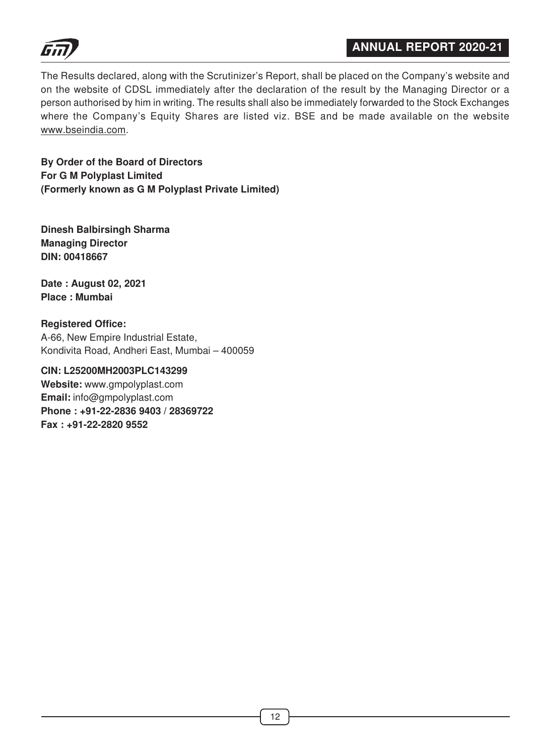The Results declared, along with the Scrutinizer's Report, shall be placed on the Company's website and on the website of CDSL immediately after the declaration of the result by the Managing Director or a person authorised by him in writing. The results shall also be immediately forwarded to the Stock Exchanges where the Company's Equity Shares are listed viz. BSE and be made available on the website www.bseindia.com.

**By Order of the Board of Directors**
**For G M Polyplast Limited**
**(Formerly known as G M Polyplast Private Limited)**

**Dinesh Balbirsingh Sharma**
**Managing Director**
**DIN: 00418667**

**Date : August 02, 2021**
**Place : Mumbai**

**Registered Office:**
A-66, New Empire Industrial Estate,
Kondivita Road, Andheri East, Mumbai – 400059

**CIN: L25200MH2003PLC143299**
**Website:** www.gmpolyplast.com
**Email:** info@gmpolyplast.com
**Phone : +91-22-2836 9403 / 28369722**
**Fax : +91-22-2820 9552**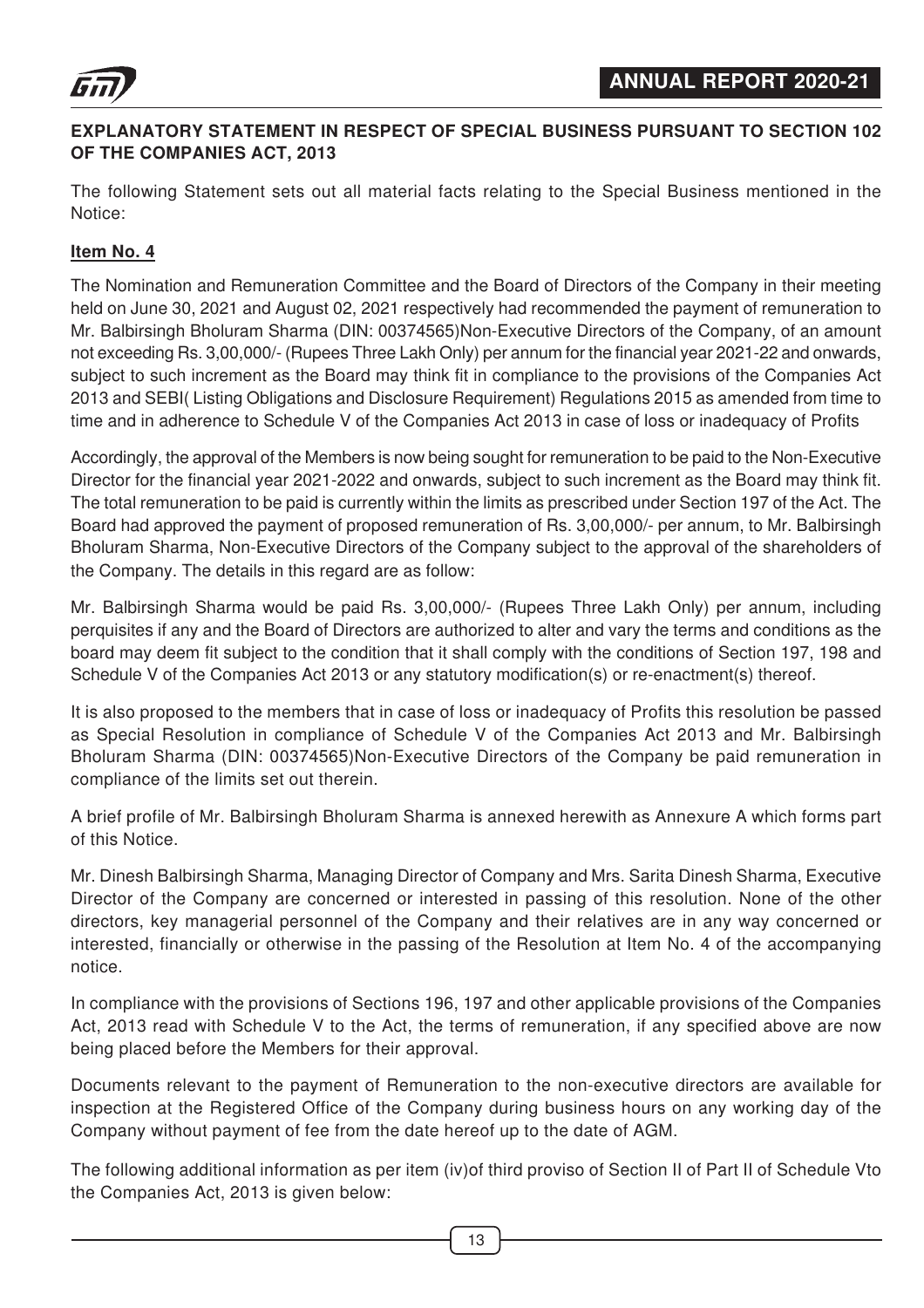## EXPLANATORY STATEMENT IN RESPECT OF SPECIAL BUSINESS PURSUANT TO SECTION 102 OF THE COMPANIES ACT, 2013

The following Statement sets out all material facts relating to the Special Business mentioned in the Notice:

### Item No. 4

The Nomination and Remuneration Committee and the Board of Directors of the Company in their meeting held on June 30, 2021 and August 02, 2021 respectively had recommended the payment of remuneration to Mr. Balbirsingh Bholuram Sharma (DIN: 00374565)Non-Executive Directors of the Company, of an amount not exceeding Rs. 3,00,000/- (Rupees Three Lakh Only) per annum for the financial year 2021-22 and onwards, subject to such increment as the Board may think fit in compliance to the provisions of the Companies Act 2013 and SEBI( Listing Obligations and Disclosure Requirement) Regulations 2015 as amended from time to time and in adherence to Schedule V of the Companies Act 2013 in case of loss or inadequacy of Profits

Accordingly, the approval of the Members is now being sought for remuneration to be paid to the Non-Executive Director for the financial year 2021-2022 and onwards, subject to such increment as the Board may think fit. The total remuneration to be paid is currently within the limits as prescribed under Section 197 of the Act. The Board had approved the payment of proposed remuneration of Rs. 3,00,000/- per annum, to Mr. Balbirsingh Bholuram Sharma, Non-Executive Directors of the Company subject to the approval of the shareholders of the Company. The details in this regard are as follow:

Mr. Balbirsingh Sharma would be paid Rs. 3,00,000/- (Rupees Three Lakh Only) per annum, including perquisites if any and the Board of Directors are authorized to alter and vary the terms and conditions as the board may deem fit subject to the condition that it shall comply with the conditions of Section 197, 198 and Schedule V of the Companies Act 2013 or any statutory modification(s) or re-enactment(s) thereof.

It is also proposed to the members that in case of loss or inadequacy of Profits this resolution be passed as Special Resolution in compliance of Schedule V of the Companies Act 2013 and Mr. Balbirsingh Bholuram Sharma (DIN: 00374565)Non-Executive Directors of the Company be paid remuneration in compliance of the limits set out therein.

A brief profile of Mr. Balbirsingh Bholuram Sharma is annexed herewith as Annexure A which forms part of this Notice.

Mr. Dinesh Balbirsingh Sharma, Managing Director of Company and Mrs. Sarita Dinesh Sharma, Executive Director of the Company are concerned or interested in passing of this resolution. None of the other directors, key managerial personnel of the Company and their relatives are in any way concerned or interested, financially or otherwise in the passing of the Resolution at Item No. 4 of the accompanying notice.

In compliance with the provisions of Sections 196, 197 and other applicable provisions of the Companies Act, 2013 read with Schedule V to the Act, the terms of remuneration, if any specified above are now being placed before the Members for their approval.

Documents relevant to the payment of Remuneration to the non-executive directors are available for inspection at the Registered Office of the Company during business hours on any working day of the Company without payment of fee from the date hereof up to the date of AGM.

The following additional information as per item (iv)of third proviso of Section II of Part II of Schedule Vto the Companies Act, 2013 is given below: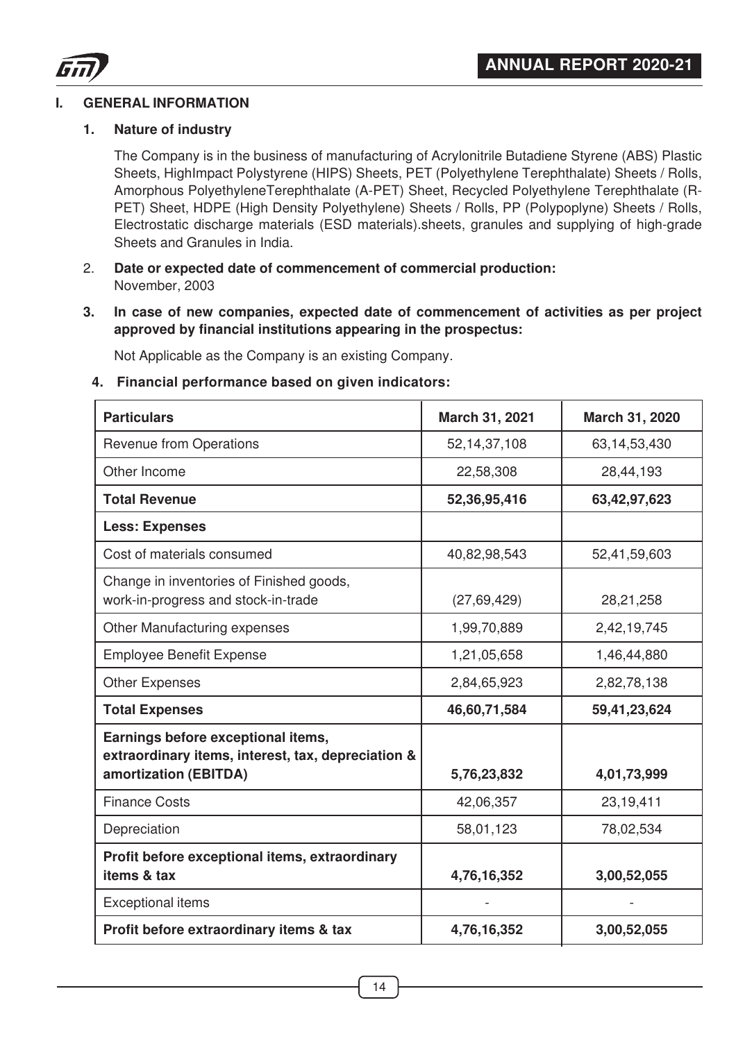## I. GENERAL INFORMATION

### 1. Nature of industry

The Company is in the business of manufacturing of Acrylonitrile Butadiene Styrene (ABS) Plastic Sheets, HighImpact Polystyrene (HIPS) Sheets, PET (Polyethylene Terephthalate) Sheets / Rolls, Amorphous PolyethyleneTerephthalate (A-PET) Sheet, Recycled Polyethylene Terephthalate (R-PET) Sheet, HDPE (High Density Polyethylene) Sheets / Rolls, PP (Polypoplyne) Sheets / Rolls, Electrostatic discharge materials (ESD materials).sheets, granules and supplying of high-grade Sheets and Granules in India.

### 2. Date or expected date of commencement of commercial production:

November, 2003

### 3. In case of new companies, expected date of commencement of activities as per project approved by financial institutions appearing in the prospectus:

Not Applicable as the Company is an existing Company.

### 4. Financial performance based on given indicators:

| Particulars | March 31, 2021 | March 31, 2020 |
|---|---|---|
| Revenue from Operations | 52,14,37,108 | 63,14,53,430 |
| Other Income | 22,58,308 | 28,44,193 |
| **Total Revenue** | **52,36,95,416** | **63,42,97,623** |
| **Less: Expenses** | | |
| Cost of materials consumed | 40,82,98,543 | 52,41,59,603 |
| Change in inventories of Finished goods, work-in-progress and stock-in-trade | (27,69,429) | 28,21,258 |
| Other Manufacturing expenses | 1,99,70,889 | 2,42,19,745 |
| Employee Benefit Expense | 1,21,05,658 | 1,46,44,880 |
| Other Expenses | 2,84,65,923 | 2,82,78,138 |
| **Total Expenses** | **46,60,71,584** | **59,41,23,624** |
| **Earnings before exceptional items, extraordinary items, interest, tax, depreciation & amortization (EBITDA)** | **5,76,23,832** | **4,01,73,999** |
| Finance Costs | 42,06,357 | 23,19,411 |
| Depreciation | 58,01,123 | 78,02,534 |
| **Profit before exceptional items, extraordinary items & tax** | **4,76,16,352** | **3,00,52,055** |
| Exceptional items | - | - |
| **Profit before extraordinary items & tax** | **4,76,16,352** | **3,00,52,055** |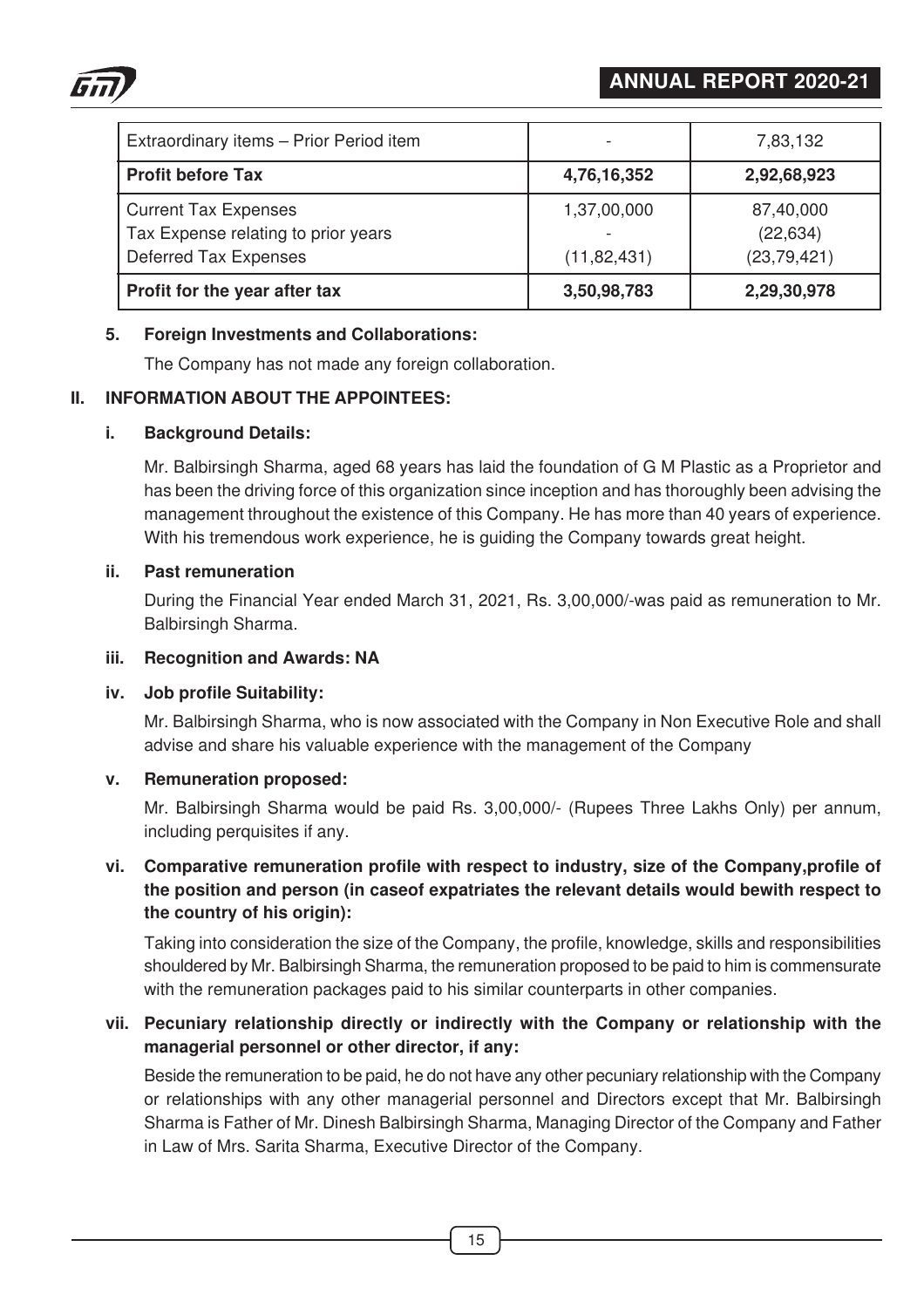| | | |
|---|---|---|
| Extraordinary items – Prior Period item | - | 7,83,132 |
| **Profit before Tax** | **4,76,16,352** | **2,92,68,923** |
| Current Tax Expenses<br>Tax Expense relating to prior years<br>Deferred Tax Expenses | 1,37,00,000<br>-<br>(11,82,431) | 87,40,000<br>(22,634)<br>(23,79,421) |
| **Profit for the year after tax** | **3,50,98,783** | **2,29,30,978** |

**5. Foreign Investments and Collaborations:**

The Company has not made any foreign collaboration.

## II. INFORMATION ABOUT THE APPOINTEES:

**i. Background Details:**

Mr. Balbirsingh Sharma, aged 68 years has laid the foundation of G M Plastic as a Proprietor and has been the driving force of this organization since inception and has thoroughly been advising the management throughout the existence of this Company. He has more than 40 years of experience. With his tremendous work experience, he is guiding the Company towards great height.

**ii. Past remuneration**

During the Financial Year ended March 31, 2021, Rs. 3,00,000/-was paid as remuneration to Mr. Balbirsingh Sharma.

**iii. Recognition and Awards: NA**

**iv. Job profile Suitability:**

Mr. Balbirsingh Sharma, who is now associated with the Company in Non Executive Role and shall advise and share his valuable experience with the management of the Company

**v. Remuneration proposed:**

Mr. Balbirsingh Sharma would be paid Rs. 3,00,000/- (Rupees Three Lakhs Only) per annum, including perquisites if any.

**vi. Comparative remuneration profile with respect to industry, size of the Company,profile of the position and person (in caseof expatriates the relevant details would bewith respect to the country of his origin):**

Taking into consideration the size of the Company, the profile, knowledge, skills and responsibilities shouldered by Mr. Balbirsingh Sharma, the remuneration proposed to be paid to him is commensurate with the remuneration packages paid to his similar counterparts in other companies.

**vii. Pecuniary relationship directly or indirectly with the Company or relationship with the managerial personnel or other director, if any:**

Beside the remuneration to be paid, he do not have any other pecuniary relationship with the Company or relationships with any other managerial personnel and Directors except that Mr. Balbirsingh Sharma is Father of Mr. Dinesh Balbirsingh Sharma, Managing Director of the Company and Father in Law of Mrs. Sarita Sharma, Executive Director of the Company.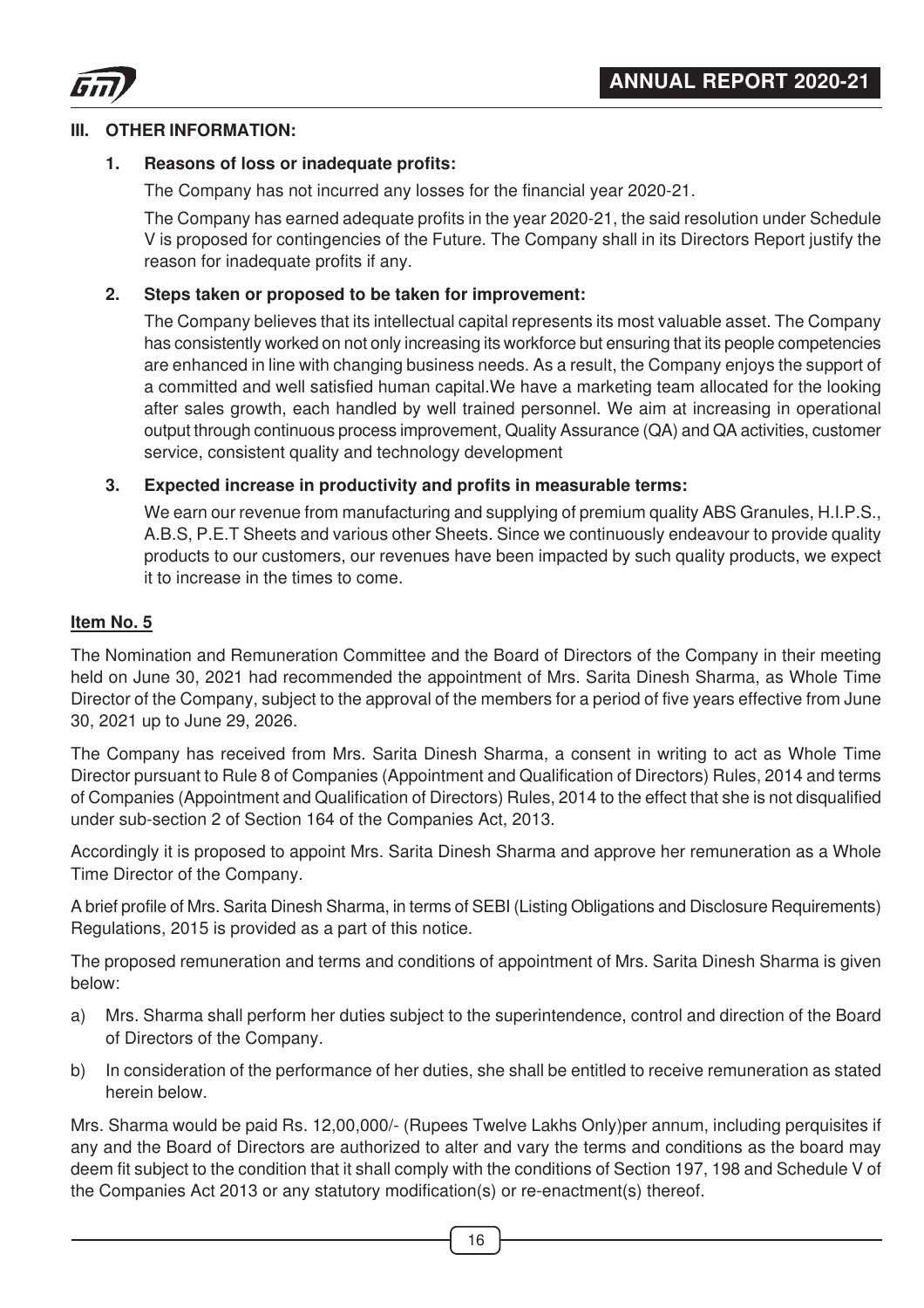## III. OTHER INFORMATION:

### 1. Reasons of loss or inadequate profits:

The Company has not incurred any losses for the financial year 2020-21.

The Company has earned adequate profits in the year 2020-21, the said resolution under Schedule V is proposed for contingencies of the Future. The Company shall in its Directors Report justify the reason for inadequate profits if any.

### 2. Steps taken or proposed to be taken for improvement:

The Company believes that its intellectual capital represents its most valuable asset. The Company has consistently worked on not only increasing its workforce but ensuring that its people competencies are enhanced in line with changing business needs. As a result, the Company enjoys the support of a committed and well satisfied human capital.We have a marketing team allocated for the looking after sales growth, each handled by well trained personnel. We aim at increasing in operational output through continuous process improvement, Quality Assurance (QA) and QA activities, customer service, consistent quality and technology development

### 3. Expected increase in productivity and profits in measurable terms:

We earn our revenue from manufacturing and supplying of premium quality ABS Granules, H.I.P.S., A.B.S, P.E.T Sheets and various other Sheets. Since we continuously endeavour to provide quality products to our customers, our revenues have been impacted by such quality products, we expect it to increase in the times to come.

**Item No. 5**

The Nomination and Remuneration Committee and the Board of Directors of the Company in their meeting held on June 30, 2021 had recommended the appointment of Mrs. Sarita Dinesh Sharma, as Whole Time Director of the Company, subject to the approval of the members for a period of five years effective from June 30, 2021 up to June 29, 2026.

The Company has received from Mrs. Sarita Dinesh Sharma, a consent in writing to act as Whole Time Director pursuant to Rule 8 of Companies (Appointment and Qualification of Directors) Rules, 2014 and terms of Companies (Appointment and Qualification of Directors) Rules, 2014 to the effect that she is not disqualified under sub-section 2 of Section 164 of the Companies Act, 2013.

Accordingly it is proposed to appoint Mrs. Sarita Dinesh Sharma and approve her remuneration as a Whole Time Director of the Company.

A brief profile of Mrs. Sarita Dinesh Sharma, in terms of SEBI (Listing Obligations and Disclosure Requirements) Regulations, 2015 is provided as a part of this notice.

The proposed remuneration and terms and conditions of appointment of Mrs. Sarita Dinesh Sharma is given below:

a) Mrs. Sharma shall perform her duties subject to the superintendence, control and direction of the Board of Directors of the Company.

b) In consideration of the performance of her duties, she shall be entitled to receive remuneration as stated herein below.

Mrs. Sharma would be paid Rs. 12,00,000/- (Rupees Twelve Lakhs Only)per annum, including perquisites if any and the Board of Directors are authorized to alter and vary the terms and conditions as the board may deem fit subject to the condition that it shall comply with the conditions of Section 197, 198 and Schedule V of the Companies Act 2013 or any statutory modification(s) or re-enactment(s) thereof.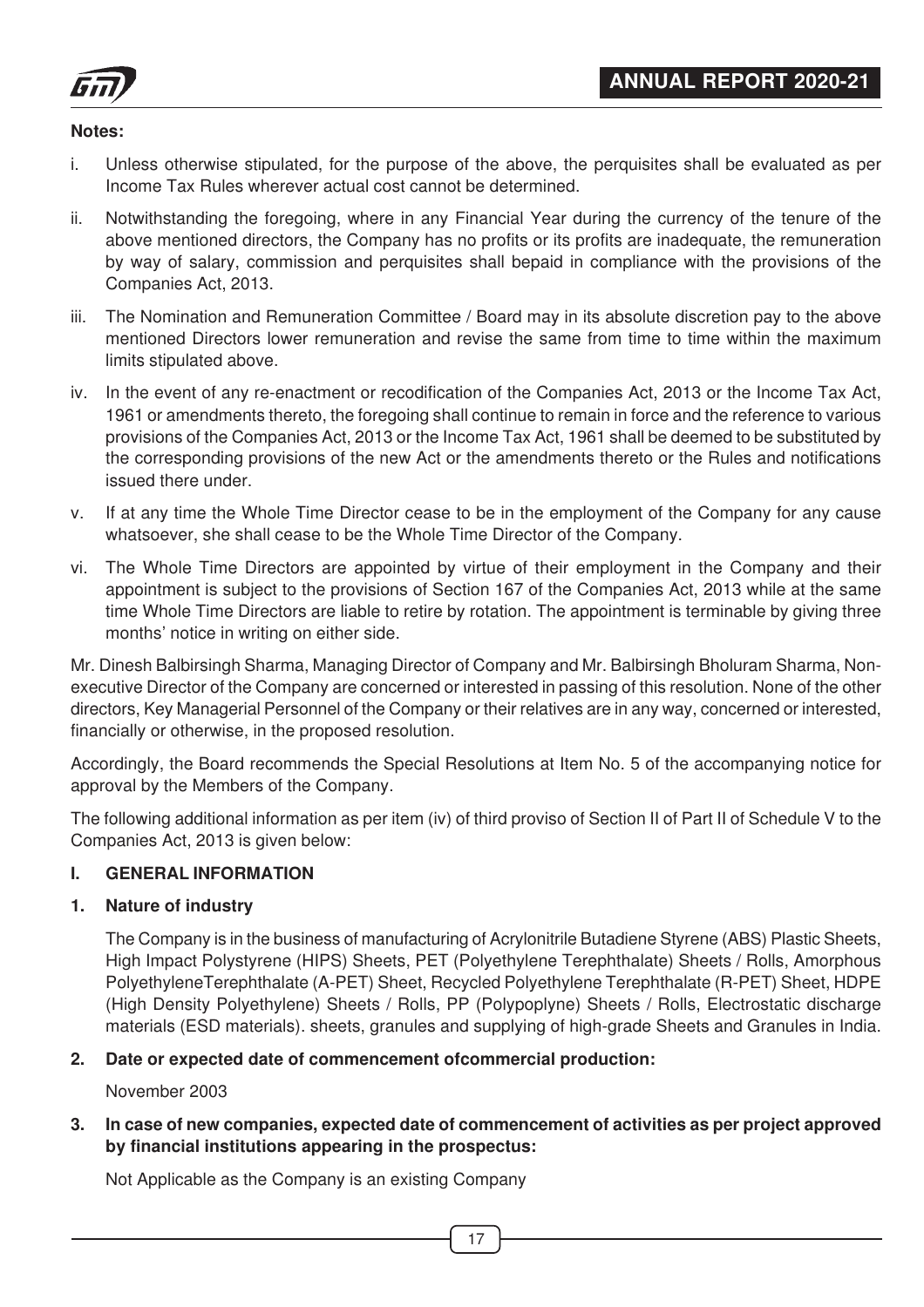**Notes:**

i. Unless otherwise stipulated, for the purpose of the above, the perquisites shall be evaluated as per Income Tax Rules wherever actual cost cannot be determined.

ii. Notwithstanding the foregoing, where in any Financial Year during the currency of the tenure of the above mentioned directors, the Company has no profits or its profits are inadequate, the remuneration by way of salary, commission and perquisites shall bepaid in compliance with the provisions of the Companies Act, 2013.

iii. The Nomination and Remuneration Committee / Board may in its absolute discretion pay to the above mentioned Directors lower remuneration and revise the same from time to time within the maximum limits stipulated above.

iv. In the event of any re-enactment or recodification of the Companies Act, 2013 or the Income Tax Act, 1961 or amendments thereto, the foregoing shall continue to remain in force and the reference to various provisions of the Companies Act, 2013 or the Income Tax Act, 1961 shall be deemed to be substituted by the corresponding provisions of the new Act or the amendments thereto or the Rules and notifications issued there under.

v. If at any time the Whole Time Director cease to be in the employment of the Company for any cause whatsoever, she shall cease to be the Whole Time Director of the Company.

vi. The Whole Time Directors are appointed by virtue of their employment in the Company and their appointment is subject to the provisions of Section 167 of the Companies Act, 2013 while at the same time Whole Time Directors are liable to retire by rotation. The appointment is terminable by giving three months' notice in writing on either side.

Mr. Dinesh Balbirsingh Sharma, Managing Director of Company and Mr. Balbirsingh Bholuram Sharma, Non-executive Director of the Company are concerned or interested in passing of this resolution. None of the other directors, Key Managerial Personnel of the Company or their relatives are in any way, concerned or interested, financially or otherwise, in the proposed resolution.

Accordingly, the Board recommends the Special Resolutions at Item No. 5 of the accompanying notice for approval by the Members of the Company.

The following additional information as per item (iv) of third proviso of Section II of Part II of Schedule V to the Companies Act, 2013 is given below:

**I. GENERAL INFORMATION**

**1. Nature of industry**

The Company is in the business of manufacturing of Acrylonitrile Butadiene Styrene (ABS) Plastic Sheets, High Impact Polystyrene (HIPS) Sheets, PET (Polyethylene Terephthalate) Sheets / Rolls, Amorphous PolyethyleneTerephthalate (A-PET) Sheet, Recycled Polyethylene Terephthalate (R-PET) Sheet, HDPE (High Density Polyethylene) Sheets / Rolls, PP (Polypoplyne) Sheets / Rolls, Electrostatic discharge materials (ESD materials). sheets, granules and supplying of high-grade Sheets and Granules in India.

**2. Date or expected date of commencement ofcommercial production:**

November 2003

**3. In case of new companies, expected date of commencement of activities as per project approved by financial institutions appearing in the prospectus:**

Not Applicable as the Company is an existing Company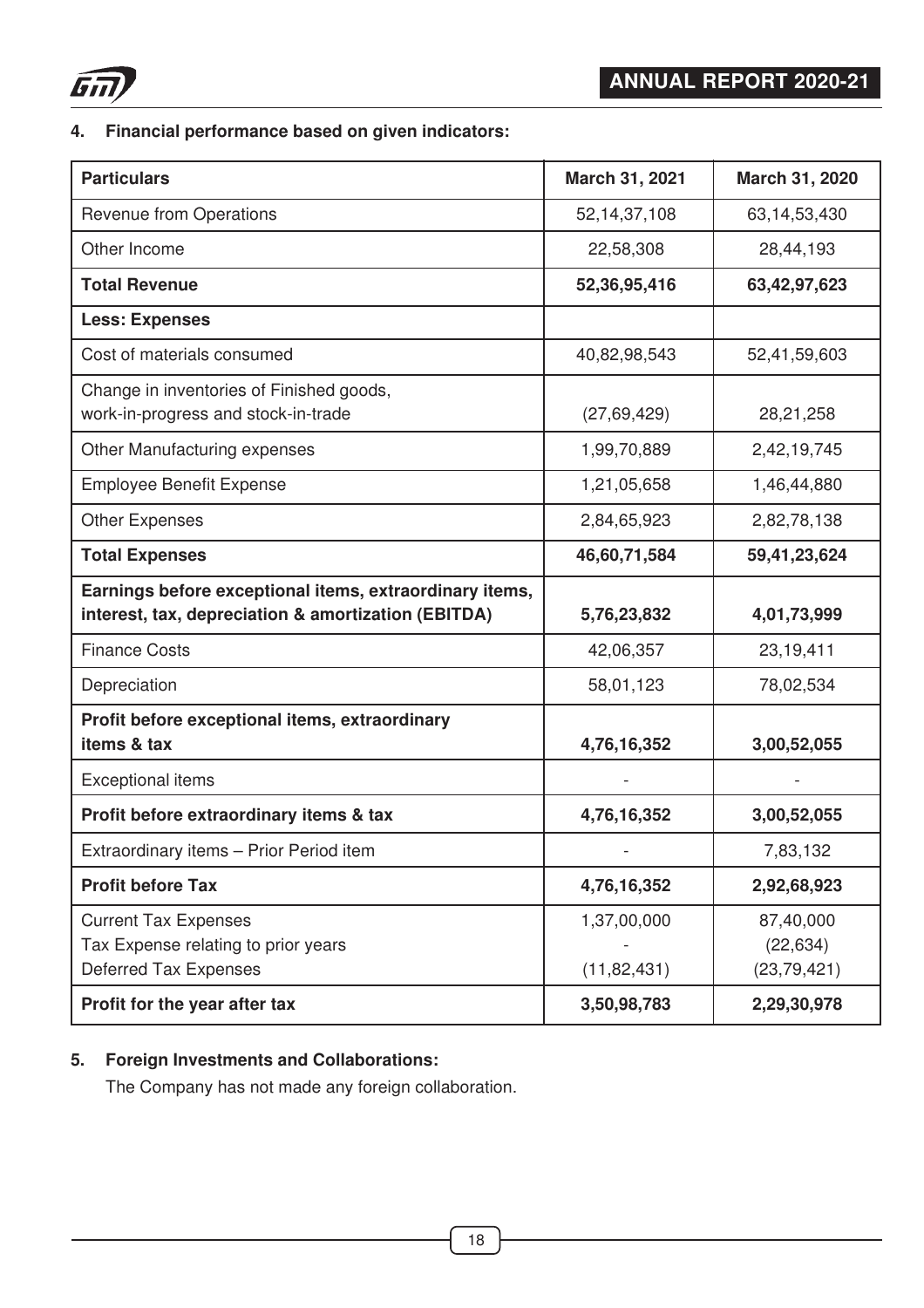### 4. Financial performance based on given indicators:

| Particulars | March 31, 2021 | March 31, 2020 |
|---|---|---|
| Revenue from Operations | 52,14,37,108 | 63,14,53,430 |
| Other Income | 22,58,308 | 28,44,193 |
| **Total Revenue** | **52,36,95,416** | **63,42,97,623** |
| **Less: Expenses** | | |
| Cost of materials consumed | 40,82,98,543 | 52,41,59,603 |
| Change in inventories of Finished goods, work-in-progress and stock-in-trade | (27,69,429) | 28,21,258 |
| Other Manufacturing expenses | 1,99,70,889 | 2,42,19,745 |
| Employee Benefit Expense | 1,21,05,658 | 1,46,44,880 |
| Other Expenses | 2,84,65,923 | 2,82,78,138 |
| **Total Expenses** | **46,60,71,584** | **59,41,23,624** |
| **Earnings before exceptional items, extraordinary items, interest, tax, depreciation & amortization (EBITDA)** | **5,76,23,832** | **4,01,73,999** |
| Finance Costs | 42,06,357 | 23,19,411 |
| Depreciation | 58,01,123 | 78,02,534 |
| **Profit before exceptional items, extraordinary items & tax** | **4,76,16,352** | **3,00,52,055** |
| Exceptional items | - | - |
| **Profit before extraordinary items & tax** | **4,76,16,352** | **3,00,52,055** |
| Extraordinary items – Prior Period item | - | 7,83,132 |
| **Profit before Tax** | **4,76,16,352** | **2,92,68,923** |
| Current Tax Expenses | 1,37,00,000 | 87,40,000 |
| Tax Expense relating to prior years | - | (22,634) |
| Deferred Tax Expenses | (11,82,431) | (23,79,421) |
| **Profit for the year after tax** | **3,50,98,783** | **2,29,30,978** |

### 5. Foreign Investments and Collaborations:

The Company has not made any foreign collaboration.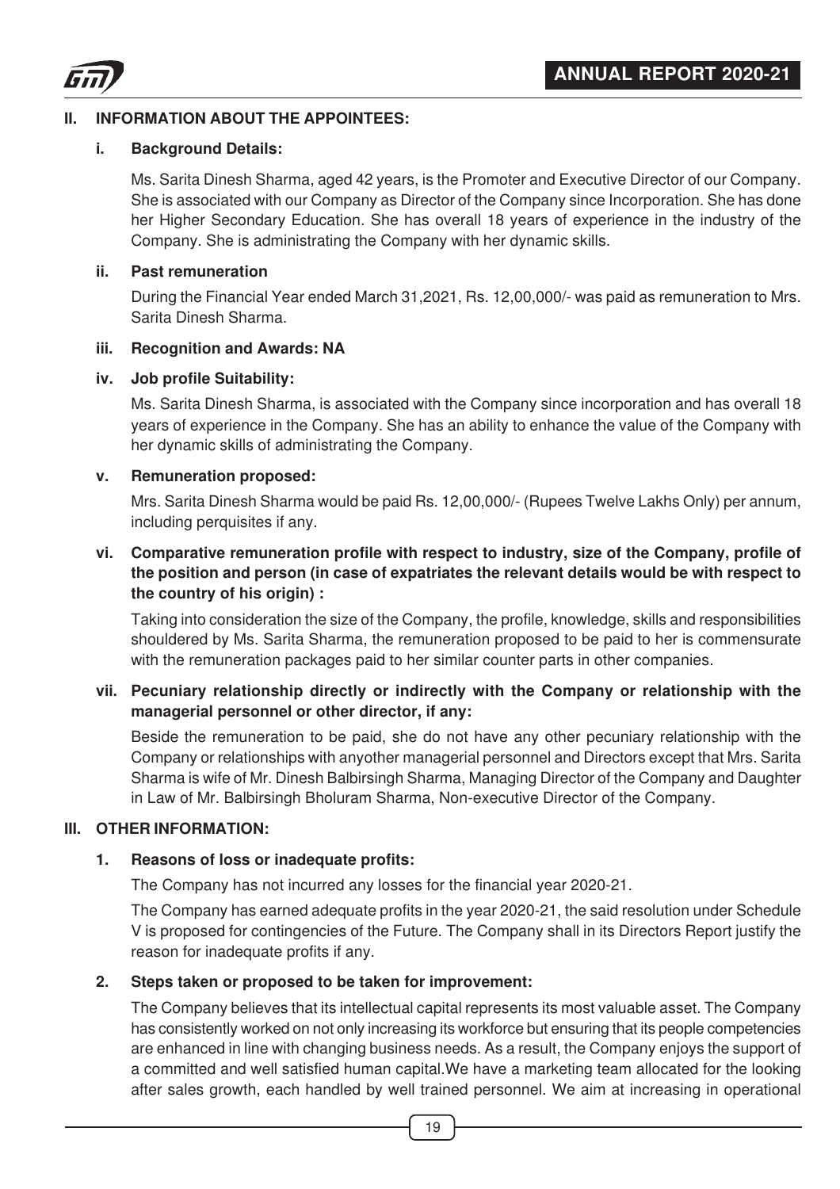## II. INFORMATION ABOUT THE APPOINTEES:

### i. Background Details:

Ms. Sarita Dinesh Sharma, aged 42 years, is the Promoter and Executive Director of our Company. She is associated with our Company as Director of the Company since Incorporation. She has done her Higher Secondary Education. She has overall 18 years of experience in the industry of the Company. She is administrating the Company with her dynamic skills.

### ii. Past remuneration

During the Financial Year ended March 31,2021, Rs. 12,00,000/- was paid as remuneration to Mrs. Sarita Dinesh Sharma.

### iii. Recognition and Awards: NA

### iv. Job profile Suitability:

Ms. Sarita Dinesh Sharma, is associated with the Company since incorporation and has overall 18 years of experience in the Company. She has an ability to enhance the value of the Company with her dynamic skills of administrating the Company.

### v. Remuneration proposed:

Mrs. Sarita Dinesh Sharma would be paid Rs. 12,00,000/- (Rupees Twelve Lakhs Only) per annum, including perquisites if any.

### vi. Comparative remuneration profile with respect to industry, size of the Company, profile of the position and person (in case of expatriates the relevant details would be with respect to the country of his origin) :

Taking into consideration the size of the Company, the profile, knowledge, skills and responsibilities shouldered by Ms. Sarita Sharma, the remuneration proposed to be paid to her is commensurate with the remuneration packages paid to her similar counter parts in other companies.

### vii. Pecuniary relationship directly or indirectly with the Company or relationship with the managerial personnel or other director, if any:

Beside the remuneration to be paid, she do not have any other pecuniary relationship with the Company or relationships with anyother managerial personnel and Directors except that Mrs. Sarita Sharma is wife of Mr. Dinesh Balbirsingh Sharma, Managing Director of the Company and Daughter in Law of Mr. Balbirsingh Bholuram Sharma, Non-executive Director of the Company.

## III. OTHER INFORMATION:

### 1. Reasons of loss or inadequate profits:

The Company has not incurred any losses for the financial year 2020-21.

The Company has earned adequate profits in the year 2020-21, the said resolution under Schedule V is proposed for contingencies of the Future. The Company shall in its Directors Report justify the reason for inadequate profits if any.

### 2. Steps taken or proposed to be taken for improvement:

The Company believes that its intellectual capital represents its most valuable asset. The Company has consistently worked on not only increasing its workforce but ensuring that its people competencies are enhanced in line with changing business needs. As a result, the Company enjoys the support of a committed and well satisfied human capital.We have a marketing team allocated for the looking after sales growth, each handled by well trained personnel. We aim at increasing in operational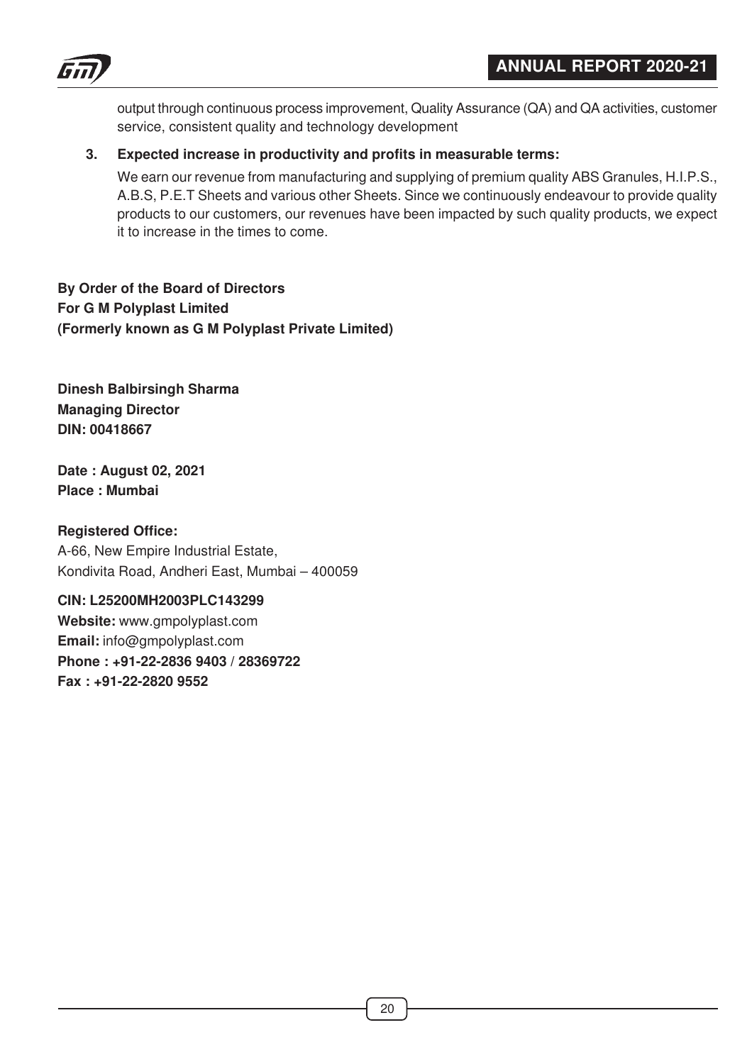output through continuous process improvement, Quality Assurance (QA) and QA activities, customer service, consistent quality and technology development

3. **Expected increase in productivity and profits in measurable terms:**

   We earn our revenue from manufacturing and supplying of premium quality ABS Granules, H.I.P.S., A.B.S, P.E.T Sheets and various other Sheets. Since we continuously endeavour to provide quality products to our customers, our revenues have been impacted by such quality products, we expect it to increase in the times to come.

**By Order of the Board of Directors**
**For G M Polyplast Limited**
**(Formerly known as G M Polyplast Private Limited)**

**Dinesh Balbirsingh Sharma**
**Managing Director**
**DIN: 00418667**

**Date : August 02, 2021**
**Place : Mumbai**

**Registered Office:**
A-66, New Empire Industrial Estate,
Kondivita Road, Andheri East, Mumbai – 400059

**CIN: L25200MH2003PLC143299**
**Website:** www.gmpolyplast.com
**Email:** info@gmpolyplast.com
**Phone : +91-22-2836 9403 / 28369722**
**Fax : +91-22-2820 9552**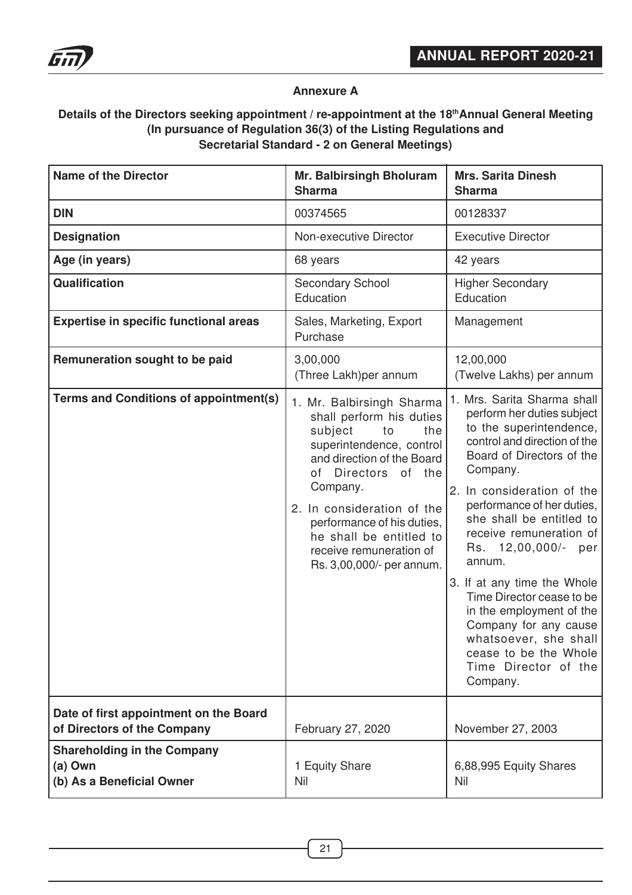## Annexure A

**Details of the Directors seeking appointment / re-appointment at the 18th Annual General Meeting (In pursuance of Regulation 36(3) of the Listing Regulations and Secretarial Standard - 2 on General Meetings)**

| Name of the Director | Mr. Balbirsingh Bholuram Sharma | Mrs. Sarita Dinesh Sharma |
|---|---|---|
| **DIN** | 00374565 | 00128337 |
| **Designation** | Non-executive Director | Executive Director |
| **Age (in years)** | 68 years | 42 years |
| **Qualification** | Secondary School Education | Higher Secondary Education |
| **Expertise in specific functional areas** | Sales, Marketing, Export Purchase | Management |
| **Remuneration sought to be paid** | 3,00,000 (Three Lakh)per annum | 12,00,000 (Twelve Lakhs) per annum |
| **Terms and Conditions of appointment(s)** | 1. Mr. Balbirsingh Sharma shall perform his duties subject to the superintendence, control and direction of the Board of Directors of the Company.<br>2. In consideration of the performance of his duties, he shall be entitled to receive remuneration of Rs. 3,00,000/- per annum. | 1. Mrs. Sarita Sharma shall perform her duties subject to the superintendence, control and direction of the Board of Directors of the Company.<br>2. In consideration of the performance of her duties, she shall be entitled to receive remuneration of Rs. 12,00,000/- per annum.<br>3. If at any time the Whole Time Director cease to be in the employment of the Company for any cause whatsoever, she shall cease to be the Whole Time Director of the Company. |
| **Date of first appointment on the Board of Directors of the Company** | February 27, 2020 | November 27, 2003 |
| **Shareholding in the Company**<br>**(a) Own**<br>**(b) As a Beneficial Owner** | <br>1 Equity Share<br>Nil | <br>6,88,995 Equity Shares<br>Nil |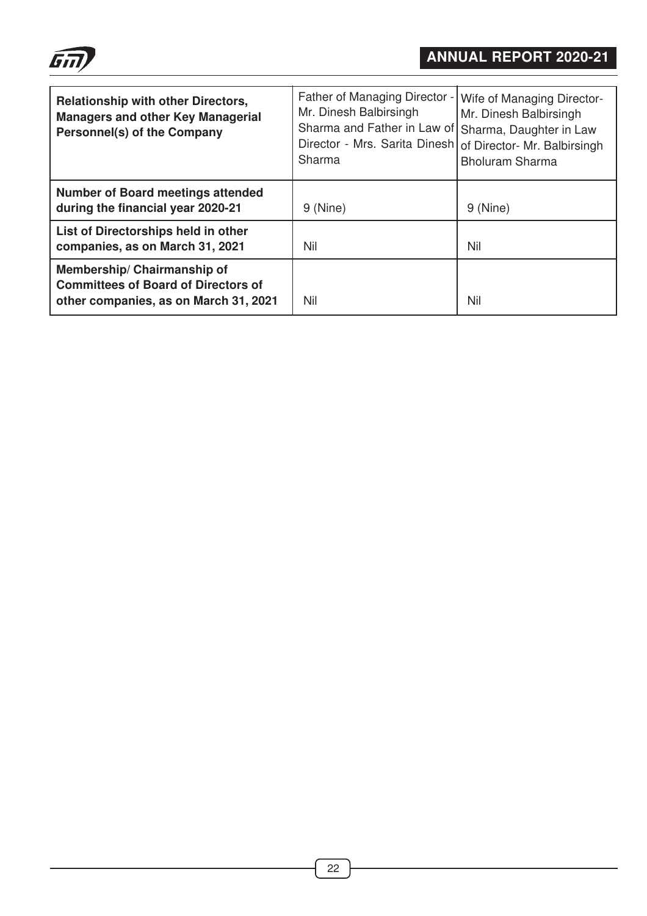| | | |
|---|---|---|
| **Relationship with other Directors, Managers and other Key Managerial Personnel(s) of the Company** | Father of Managing Director - Mr. Dinesh Balbirsingh Sharma and Father in Law of Director - Mrs. Sarita Dinesh Sharma | Wife of Managing Director- Mr. Dinesh Balbirsingh Sharma, Daughter in Law of Director- Mr. Balbirsingh Bholuram Sharma |
| **Number of Board meetings attended during the financial year 2020-21** | 9 (Nine) | 9 (Nine) |
| **List of Directorships held in other companies, as on March 31, 2021** | Nil | Nil |
| **Membership/ Chairmanship of Committees of Board of Directors of other companies, as on March 31, 2021** | Nil | Nil |